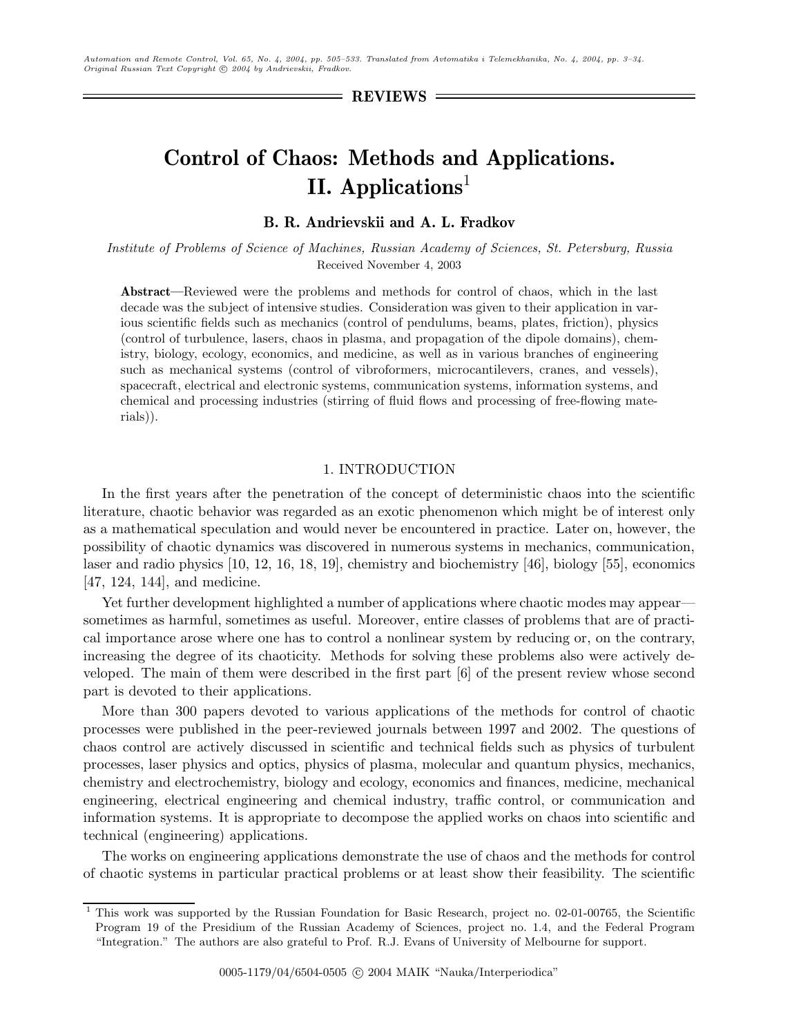REVIEWS

# Control of Chaos: Methods and Applications. II. Applications[1]

**B. R. Andrievskii and A. L. Fradkov**

*Institute of Problems of Science of Machines, Russian Academy of Sciences, St. Petersburg, Russia*
Received November 4, 2003

**Abstract**—Reviewed were the problems and methods for control of chaos, which in the last decade was the subject of intensive studies. Consideration was given to their application in various scientific fields such as mechanics (control of pendulums, beams, plates, friction), physics (control of turbulence, lasers, chaos in plasma, and propagation of the dipole domains), chemistry, biology, ecology, economics, and medicine, as well as in various branches of engineering such as mechanical systems (control of vibroformers, microcantilevers, cranes, and vessels), spacecraft, electrical and electronic systems, communication systems, information systems, and chemical and processing industries (stirring of fluid flows and processing of free-flowing materials)).

## 1. INTRODUCTION

In the first years after the penetration of the concept of deterministic chaos into the scientific literature, chaotic behavior was regarded as an exotic phenomenon which might be of interest only as a mathematical speculation and would never be encountered in practice. Later on, however, the possibility of chaotic dynamics was discovered in numerous systems in mechanics, communication, laser and radio physics [10, 12, 16, 18, 19], chemistry and biochemistry [46], biology [55], economics [47, 124, 144], and medicine.

Yet further development highlighted a number of applications where chaotic modes may appear—sometimes as harmful, sometimes as useful. Moreover, entire classes of problems that are of practical importance arose where one has to control a nonlinear system by reducing or, on the contrary, increasing the degree of its chaoticity. Methods for solving these problems also were actively developed. The main of them were described in the first part [6] of the present review whose second part is devoted to their applications.

More than 300 papers devoted to various applications of the methods for control of chaotic processes were published in the peer-reviewed journals between 1997 and 2002. The questions of chaos control are actively discussed in scientific and technical fields such as physics of turbulent processes, laser physics and optics, physics of plasma, molecular and quantum physics, mechanics, chemistry and electrochemistry, biology and ecology, economics and finances, medicine, mechanical engineering, electrical engineering and chemical industry, traffic control, or communication and information systems. It is appropriate to decompose the applied works on chaos into scientific and technical (engineering) applications.

The works on engineering applications demonstrate the use of chaos and the methods for control of chaotic systems in particular practical problems or at least show their feasibility. The scientific

---

[1] This work was supported by the Russian Foundation for Basic Research, project no. 02-01-00765, the Scientific Program 19 of the Presidium of the Russian Academy of Sciences, project no. 1.4, and the Federal Program "Integration." The authors are also grateful to Prof. R.J. Evans of University of Melbourne for support.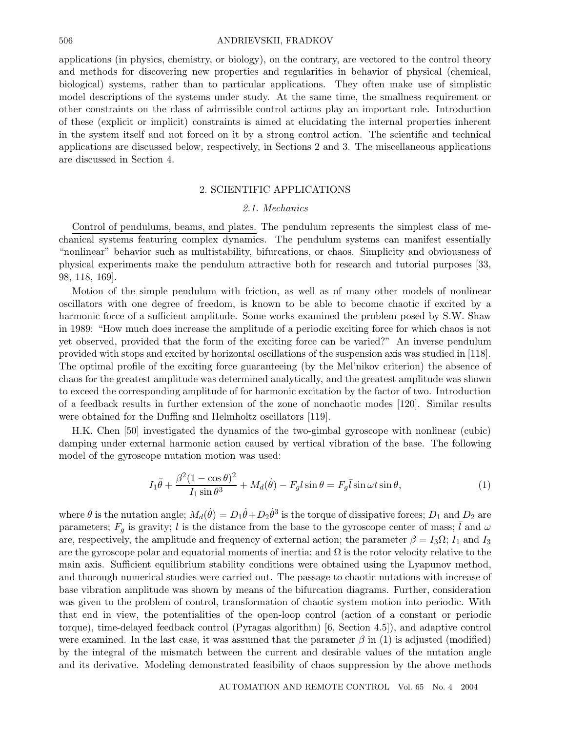applications (in physics, chemistry, or biology), on the contrary, are vectored to the control theory and methods for discovering new properties and regularities in behavior of physical (chemical, biological) systems, rather than to particular applications. They often make use of simplistic model descriptions of the systems under study. At the same time, the smallness requirement or other constraints on the class of admissible control actions play an important role. Introduction of these (explicit or implicit) constraints is aimed at elucidating the internal properties inherent in the system itself and not forced on it by a strong control action. The scientific and technical applications are discussed below, respectively, in Sections 2 and 3. The miscellaneous applications are discussed in Section 4.

## 2. SCIENTIFIC APPLICATIONS

### *2.1. Mechanics*

Control of pendulums, beams, and plates. The pendulum represents the simplest class of mechanical systems featuring complex dynamics. The pendulum systems can manifest essentially "nonlinear" behavior such as multistability, bifurcations, or chaos. Simplicity and obviousness of physical experiments make the pendulum attractive both for research and tutorial purposes [33, 98, 118, 169].

Motion of the simple pendulum with friction, as well as of many other models of nonlinear oscillators with one degree of freedom, is known to be able to become chaotic if excited by a harmonic force of a sufficient amplitude. Some works examined the problem posed by S.W. Shaw in 1989: "How much does increase the amplitude of a periodic exciting force for which chaos is not yet observed, provided that the form of the exciting force can be varied?" An inverse pendulum provided with stops and excited by horizontal oscillations of the suspension axis was studied in [118]. The optimal profile of the exciting force guaranteeing (by the Mel'nikov criterion) the absence of chaos for the greatest amplitude was determined analytically, and the greatest amplitude was shown to exceed the corresponding amplitude of for harmonic excitation by the factor of two. Introduction of a feedback results in further extension of the zone of nonchaotic modes [120]. Similar results were obtained for the Duffing and Helmholtz oscillators [119].

H.K. Chen [50] investigated the dynamics of the two-gimbal gyroscope with nonlinear (cubic) damping under external harmonic action caused by vertical vibration of the base. The following model of the gyroscope nutation motion was used:

$$I_1\ddot{\theta} + \frac{\beta^2(1-\cos\theta)^2}{I_1\sin\theta^3} + M_d(\dot{\theta}) - F_g l \sin\theta = F_g \bar{l}\sin\omega t \sin\theta, \tag{1}$$

where $\theta$ is the nutation angle; $M_d(\dot{\theta}) = D_1\dot{\theta} + D_2\dot{\theta}^3$ is the torque of dissipative forces; $D_1$ and $D_2$ are parameters; $F_g$ is gravity; $l$ is the distance from the base to the gyroscope center of mass; $\bar{l}$ and $\omega$ are, respectively, the amplitude and frequency of external action; the parameter $\beta = I_3\Omega$; $I_1$ and $I_3$ are the gyroscope polar and equatorial moments of inertia; and $\Omega$ is the rotor velocity relative to the main axis. Sufficient equilibrium stability conditions were obtained using the Lyapunov method, and thorough numerical studies were carried out. The passage to chaotic nutations with increase of base vibration amplitude was shown by means of the bifurcation diagrams. Further, consideration was given to the problem of control, transformation of chaotic system motion into periodic. With that end in view, the potentialities of the open-loop control (action of a constant or periodic torque), time-delayed feedback control (Pyragas algorithm) [6, Section 4.5]), and adaptive control were examined. In the last case, it was assumed that the parameter $\beta$ in (1) is adjusted (modified) by the integral of the mismatch between the current and desirable values of the nutation angle and its derivative. Modeling demonstrated feasibility of chaos suppression by the above methods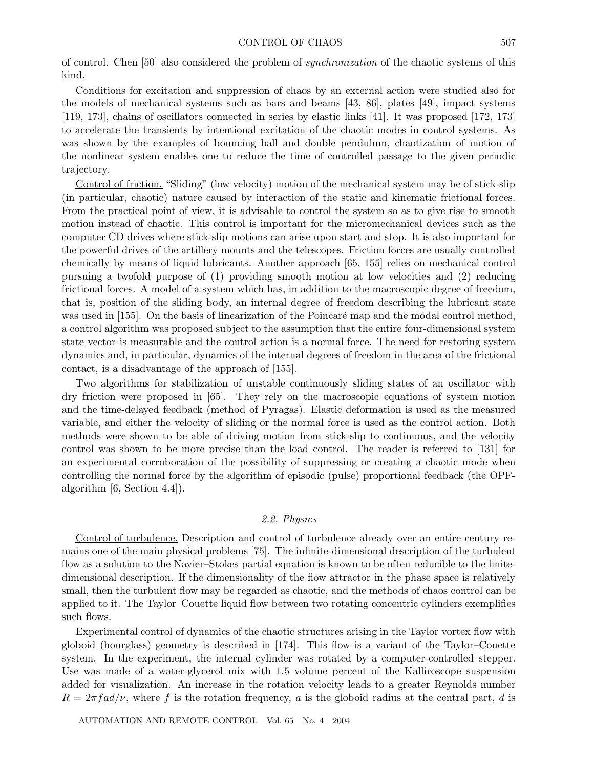of control. Chen [50] also considered the problem of *synchronization* of the chaotic systems of this kind.

Conditions for excitation and suppression of chaos by an external action were studied also for the models of mechanical systems such as bars and beams [43, 86], plates [49], impact systems [119, 173], chains of oscillators connected in series by elastic links [41]. It was proposed [172, 173] to accelerate the transients by intentional excitation of the chaotic modes in control systems. As was shown by the examples of bouncing ball and double pendulum, chaotization of motion of the nonlinear system enables one to reduce the time of controlled passage to the given periodic trajectory.

Control of friction. "Sliding" (low velocity) motion of the mechanical system may be of stick-slip (in particular, chaotic) nature caused by interaction of the static and kinematic frictional forces. From the practical point of view, it is advisable to control the system so as to give rise to smooth motion instead of chaotic. This control is important for the micromechanical devices such as the computer CD drives where stick-slip motions can arise upon start and stop. It is also important for the powerful drives of the artillery mounts and the telescopes. Friction forces are usually controlled chemically by means of liquid lubricants. Another approach [65, 155] relies on mechanical control pursuing a twofold purpose of (1) providing smooth motion at low velocities and (2) reducing frictional forces. A model of a system which has, in addition to the macroscopic degree of freedom, that is, position of the sliding body, an internal degree of freedom describing the lubricant state was used in [155]. On the basis of linearization of the Poincaré map and the modal control method, a control algorithm was proposed subject to the assumption that the entire four-dimensional system state vector is measurable and the control action is a normal force. The need for restoring system dynamics and, in particular, dynamics of the internal degrees of freedom in the area of the frictional contact, is a disadvantage of the approach of [155].

Two algorithms for stabilization of unstable continuously sliding states of an oscillator with dry friction were proposed in [65]. They rely on the macroscopic equations of system motion and the time-delayed feedback (method of Pyragas). Elastic deformation is used as the measured variable, and either the velocity of sliding or the normal force is used as the control action. Both methods were shown to be able of driving motion from stick-slip to continuous, and the velocity control was shown to be more precise than the load control. The reader is referred to [131] for an experimental corroboration of the possibility of suppressing or creating a chaotic mode when controlling the normal force by the algorithm of episodic (pulse) proportional feedback (the OPF-algorithm [6, Section 4.4]).

### *2.2. Physics*

Control of turbulence. Description and control of turbulence already over an entire century remains one of the main physical problems [75]. The infinite-dimensional description of the turbulent flow as a solution to the Navier–Stokes partial equation is known to be often reducible to the finite-dimensional description. If the dimensionality of the flow attractor in the phase space is relatively small, then the turbulent flow may be regarded as chaotic, and the methods of chaos control can be applied to it. The Taylor–Couette liquid flow between two rotating concentric cylinders exemplifies such flows.

Experimental control of dynamics of the chaotic structures arising in the Taylor vortex flow with globoid (hourglass) geometry is described in [174]. This flow is a variant of the Taylor–Couette system. In the experiment, the internal cylinder was rotated by a computer-controlled stepper. Use was made of a water-glycerol mix with 1.5 volume percent of the Kalliroscope suspension added for visualization. An increase in the rotation velocity leads to a greater Reynolds number $R = 2\pi f a d/\nu$, where $f$ is the rotation frequency, $a$ is the globoid radius at the central part, $d$ is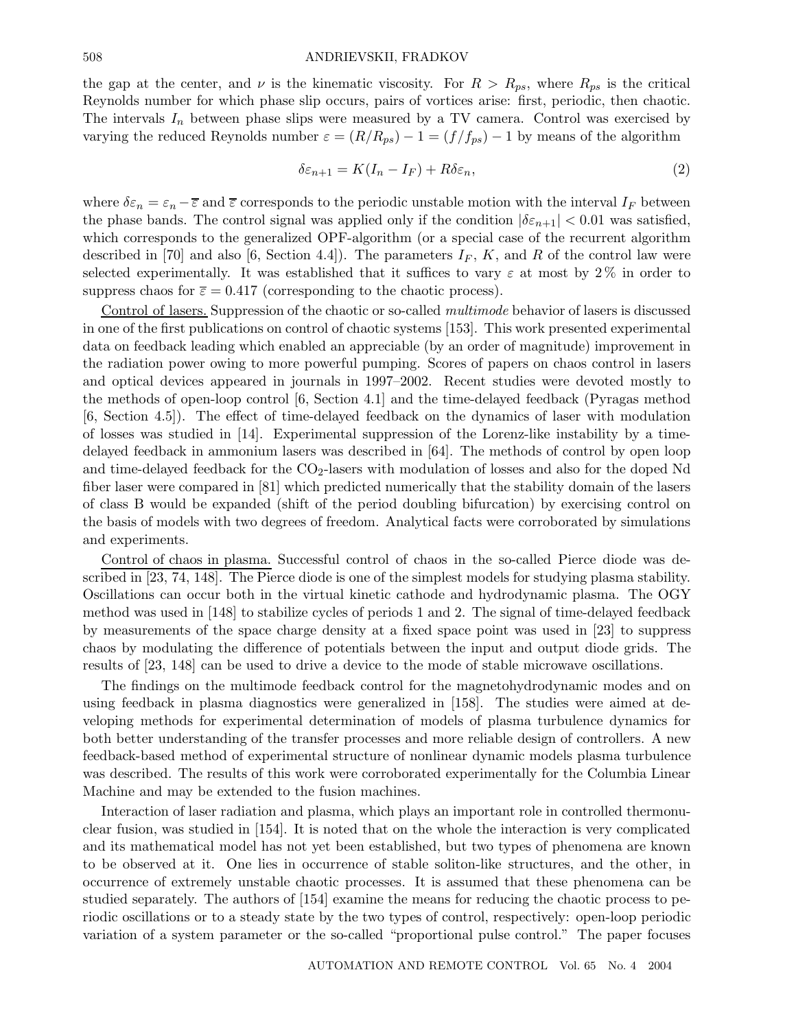the gap at the center, and $\nu$ is the kinematic viscosity. For $R > R_{ps}$, where $R_{ps}$ is the critical Reynolds number for which phase slip occurs, pairs of vortices arise: first, periodic, then chaotic. The intervals $I_n$ between phase slips were measured by a TV camera. Control was exercised by varying the reduced Reynolds number $\varepsilon = (R/R_{ps}) - 1 = (f/f_{ps}) - 1$ by means of the algorithm

$$\delta\varepsilon_{n+1} = K(I_n - I_F) + R\delta\varepsilon_n, \tag{2}$$

where $\delta\varepsilon_n = \varepsilon_n - \overline{\varepsilon}$ and $\overline{\varepsilon}$ corresponds to the periodic unstable motion with the interval $I_F$ between the phase bands. The control signal was applied only if the condition $|\delta\varepsilon_{n+1}| < 0.01$ was satisfied, which corresponds to the generalized OPF-algorithm (or a special case of the recurrent algorithm described in [70] and also [6, Section 4.4]). The parameters $I_F$, $K$, and $R$ of the control law were selected experimentally. It was established that it suffices to vary $\varepsilon$ at most by 2 % in order to suppress chaos for $\overline{\varepsilon} = 0.417$ (corresponding to the chaotic process).

<u>Control of lasers.</u> Suppression of the chaotic or so-called *multimode* behavior of lasers is discussed in one of the first publications on control of chaotic systems [153]. This work presented experimental data on feedback leading which enabled an appreciable (by an order of magnitude) improvement in the radiation power owing to more powerful pumping. Scores of papers on chaos control in lasers and optical devices appeared in journals in 1997–2002. Recent studies were devoted mostly to the methods of open-loop control [6, Section 4.1] and the time-delayed feedback (Pyragas method [6, Section 4.5]). The effect of time-delayed feedback on the dynamics of laser with modulation of losses was studied in [14]. Experimental suppression of the Lorenz-like instability by a time-delayed feedback in ammonium lasers was described in [64]. The methods of control by open loop and time-delayed feedback for the $CO_2$-lasers with modulation of losses and also for the doped Nd fiber laser were compared in [81] which predicted numerically that the stability domain of the lasers of class B would be expanded (shift of the period doubling bifurcation) by exercising control on the basis of models with two degrees of freedom. Analytical facts were corroborated by simulations and experiments.

<u>Control of chaos in plasma.</u> Successful control of chaos in the so-called Pierce diode was described in [23, 74, 148]. The Pierce diode is one of the simplest models for studying plasma stability. Oscillations can occur both in the virtual kinetic cathode and hydrodynamic plasma. The OGY method was used in [148] to stabilize cycles of periods 1 and 2. The signal of time-delayed feedback by measurements of the space charge density at a fixed space point was used in [23] to suppress chaos by modulating the difference of potentials between the input and output diode grids. The results of [23, 148] can be used to drive a device to the mode of stable microwave oscillations.

The findings on the multimode feedback control for the magnetohydrodynamic modes and on using feedback in plasma diagnostics were generalized in [158]. The studies were aimed at developing methods for experimental determination of models of plasma turbulence dynamics for both better understanding of the transfer processes and more reliable design of controllers. A new feedback-based method of experimental structure of nonlinear dynamic models plasma turbulence was described. The results of this work were corroborated experimentally for the Columbia Linear Machine and may be extended to the fusion machines.

Interaction of laser radiation and plasma, which plays an important role in controlled thermonuclear fusion, was studied in [154]. It is noted that on the whole the interaction is very complicated and its mathematical model has not yet been established, but two types of phenomena are known to be observed at it. One lies in occurrence of stable soliton-like structures, and the other, in occurrence of extremely unstable chaotic processes. It is assumed that these phenomena can be studied separately. The authors of [154] examine the means for reducing the chaotic process to periodic oscillations or to a steady state by the two types of control, respectively: open-loop periodic variation of a system parameter or the so-called "proportional pulse control." The paper focuses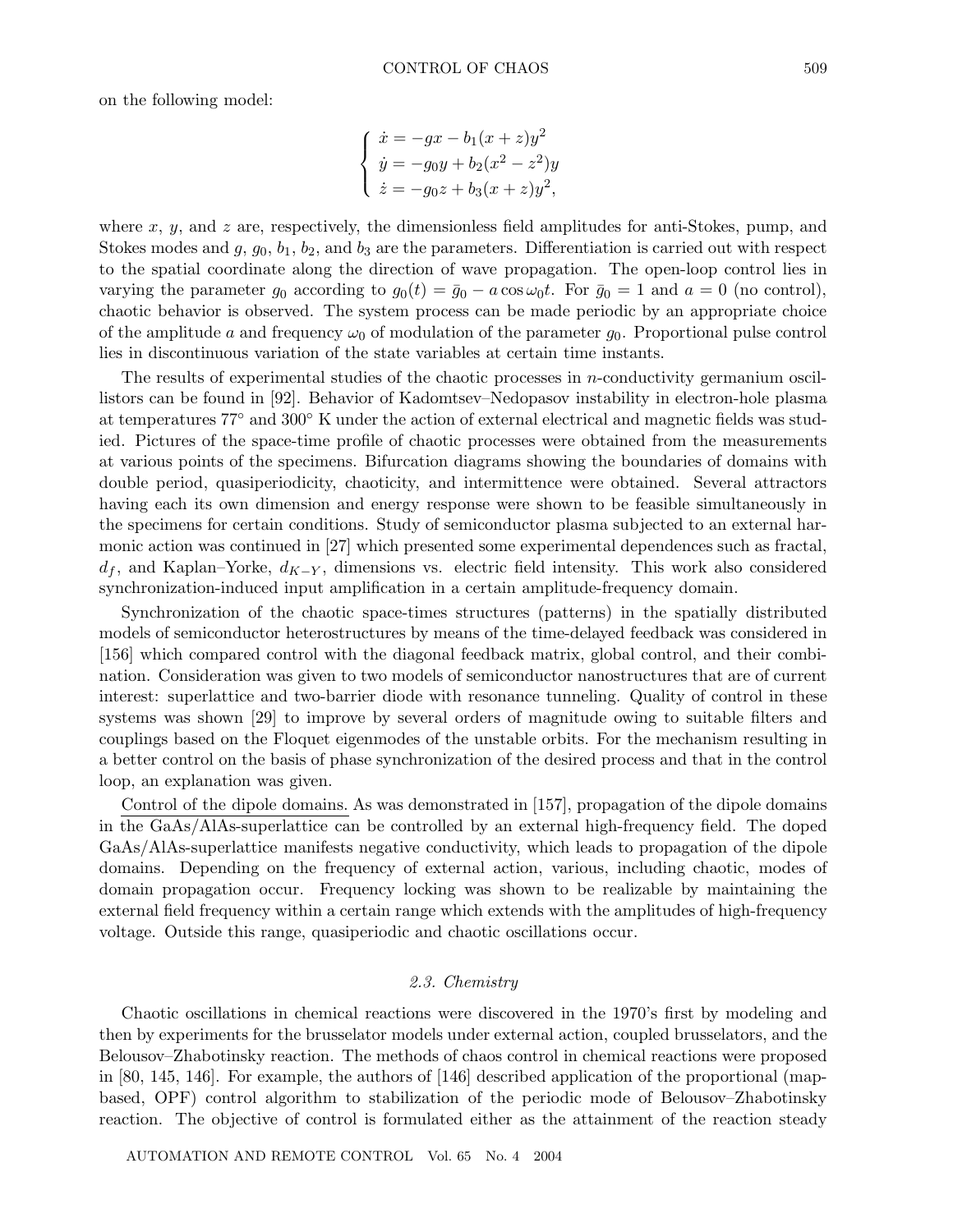on the following model:

$$
\begin{cases}
\dot{x} = -gx - b_1(x+z)y^2 \\
\dot{y} = -g_0 y + b_2(x^2 - z^2)y \\
\dot{z} = -g_0 z + b_3(x+z)y^2,
\end{cases}
$$

where $x$, $y$, and $z$ are, respectively, the dimensionless field amplitudes for anti-Stokes, pump, and Stokes modes and $g$, $g_0$, $b_1$, $b_2$, and $b_3$ are the parameters. Differentiation is carried out with respect to the spatial coordinate along the direction of wave propagation. The open-loop control lies in varying the parameter $g_0$ according to $g_0(t) = \bar{g}_0 - a\cos\omega_0 t$. For $\bar{g}_0 = 1$ and $a = 0$ (no control), chaotic behavior is observed. The system process can be made periodic by an appropriate choice of the amplitude $a$ and frequency $\omega_0$ of modulation of the parameter $g_0$. Proportional pulse control lies in discontinuous variation of the state variables at certain time instants.

The results of experimental studies of the chaotic processes in $n$-conductivity germanium oscillistors can be found in [92]. Behavior of Kadomtsev–Nedopasov instability in electron-hole plasma at temperatures 77° and 300° K under the action of external electrical and magnetic fields was studied. Pictures of the space-time profile of chaotic processes were obtained from the measurements at various points of the specimens. Bifurcation diagrams showing the boundaries of domains with double period, quasiperiodicity, chaoticity, and intermittence were obtained. Several attractors having each its own dimension and energy response were shown to be feasible simultaneously in the specimens for certain conditions. Study of semiconductor plasma subjected to an external harmonic action was continued in [27] which presented some experimental dependences such as fractal, $d_f$, and Kaplan–Yorke, $d_{K-Y}$, dimensions vs. electric field intensity. This work also considered synchronization-induced input amplification in a certain amplitude-frequency domain.

Synchronization of the chaotic space-times structures (patterns) in the spatially distributed models of semiconductor heterostructures by means of the time-delayed feedback was considered in [156] which compared control with the diagonal feedback matrix, global control, and their combination. Consideration was given to two models of semiconductor nanostructures that are of current interest: superlattice and two-barrier diode with resonance tunneling. Quality of control in these systems was shown [29] to improve by several orders of magnitude owing to suitable filters and couplings based on the Floquet eigenmodes of the unstable orbits. For the mechanism resulting in a better control on the basis of phase synchronization of the desired process and that in the control loop, an explanation was given.

Control of the dipole domains. As was demonstrated in [157], propagation of the dipole domains in the GaAs/AlAs-superlattice can be controlled by an external high-frequency field. The doped GaAs/AlAs-superlattice manifests negative conductivity, which leads to propagation of the dipole domains. Depending on the frequency of external action, various, including chaotic, modes of domain propagation occur. Frequency locking was shown to be realizable by maintaining the external field frequency within a certain range which extends with the amplitudes of high-frequency voltage. Outside this range, quasiperiodic and chaotic oscillations occur.

### *2.3. Chemistry*

Chaotic oscillations in chemical reactions were discovered in the 1970's first by modeling and then by experiments for the brusselator models under external action, coupled brusselators, and the Belousov–Zhabotinsky reaction. The methods of chaos control in chemical reactions were proposed in [80, 145, 146]. For example, the authors of [146] described application of the proportional (map-based, OPF) control algorithm to stabilization of the periodic mode of Belousov–Zhabotinsky reaction. The objective of control is formulated either as the attainment of the reaction steady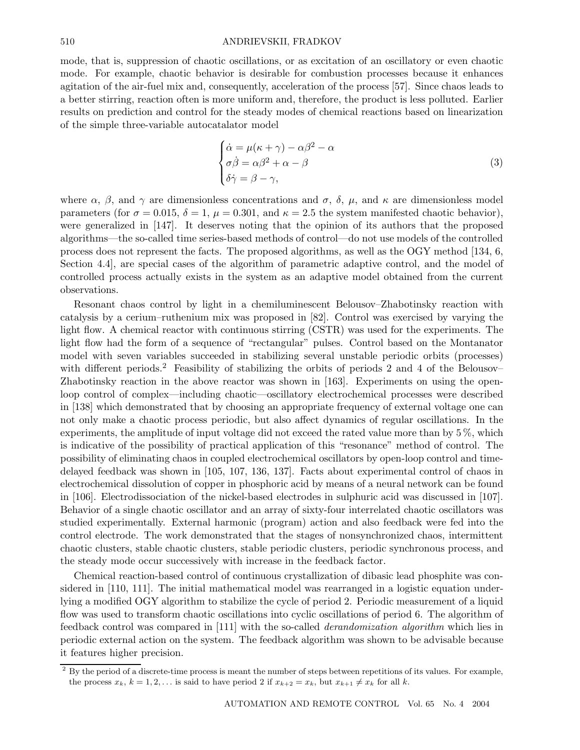mode, that is, suppression of chaotic oscillations, or as excitation of an oscillatory or even chaotic mode. For example, chaotic behavior is desirable for combustion processes because it enhances agitation of the air-fuel mix and, consequently, acceleration of the process [57]. Since chaos leads to a better stirring, reaction often is more uniform and, therefore, the product is less polluted. Earlier results on prediction and control for the steady modes of chemical reactions based on linearization of the simple three-variable autocatalator model

$$
\begin{cases}
\dot{\alpha} = \mu(\kappa + \gamma) - \alpha\beta^2 - \alpha \\
\sigma\dot{\beta} = \alpha\beta^2 + \alpha - \beta \\
\delta\dot{\gamma} = \beta - \gamma,
\end{cases}
\tag{3}
$$

where $\alpha$, $\beta$, and $\gamma$ are dimensionless concentrations and $\sigma$, $\delta$, $\mu$, and $\kappa$ are dimensionless model parameters (for $\sigma = 0.015$, $\delta = 1$, $\mu = 0.301$, and $\kappa = 2.5$ the system manifested chaotic behavior), were generalized in [147]. It deserves noting that the opinion of its authors that the proposed algorithms—the so-called time series-based methods of control—do not use models of the controlled process does not represent the facts. The proposed algorithms, as well as the OGY method [134, 6, Section 4.4], are special cases of the algorithm of parametric adaptive control, and the model of controlled process actually exists in the system as an adaptive model obtained from the current observations.

Resonant chaos control by light in a chemiluminescent Belousov–Zhabotinsky reaction with catalysis by a cerium–ruthenium mix was proposed in [82]. Control was exercised by varying the light flow. A chemical reactor with continuous stirring (CSTR) was used for the experiments. The light flow had the form of a sequence of "rectangular" pulses. Control based on the Montanator model with seven variables succeeded in stabilizing several unstable periodic orbits (processes) with different periods.[2] Feasibility of stabilizing the orbits of periods 2 and 4 of the Belousov–Zhabotinsky reaction in the above reactor was shown in [163]. Experiments on using the open-loop control of complex—including chaotic—oscillatory electrochemical processes were described in [138] which demonstrated that by choosing an appropriate frequency of external voltage one can not only make a chaotic process periodic, but also affect dynamics of regular oscillations. In the experiments, the amplitude of input voltage did not exceed the rated value more than by 5 %, which is indicative of the possibility of practical application of this "resonance" method of control. The possibility of eliminating chaos in coupled electrochemical oscillators by open-loop control and time-delayed feedback was shown in [105, 107, 136, 137]. Facts about experimental control of chaos in electrochemical dissolution of copper in phosphoric acid by means of a neural network can be found in [106]. Electrodissociation of the nickel-based electrodes in sulphuric acid was discussed in [107]. Behavior of a single chaotic oscillator and an array of sixty-four interrelated chaotic oscillators was studied experimentally. External harmonic (program) action and also feedback were fed into the control electrode. The work demonstrated that the stages of nonsynchronized chaos, intermittent chaotic clusters, stable chaotic clusters, stable periodic clusters, periodic synchronous process, and the steady mode occur successively with increase in the feedback factor.

Chemical reaction-based control of continuous crystallization of dibasic lead phosphite was considered in [110, 111]. The initial mathematical model was rearranged in a logistic equation underlying a modified OGY algorithm to stabilize the cycle of period 2. Periodic measurement of a liquid flow was used to transform chaotic oscillations into cyclic oscillations of period 6. The algorithm of feedback control was compared in [111] with the so-called *derandomization algorithm* which lies in periodic external action on the system. The feedback algorithm was shown to be advisable because it features higher precision.

---

[2] By the period of a discrete-time process is meant the number of steps between repetitions of its values. For example, the process $x_k$, $k = 1, 2, \ldots$ is said to have period 2 if $x_{k+2} = x_k$, but $x_{k+1} \neq x_k$ for all $k$.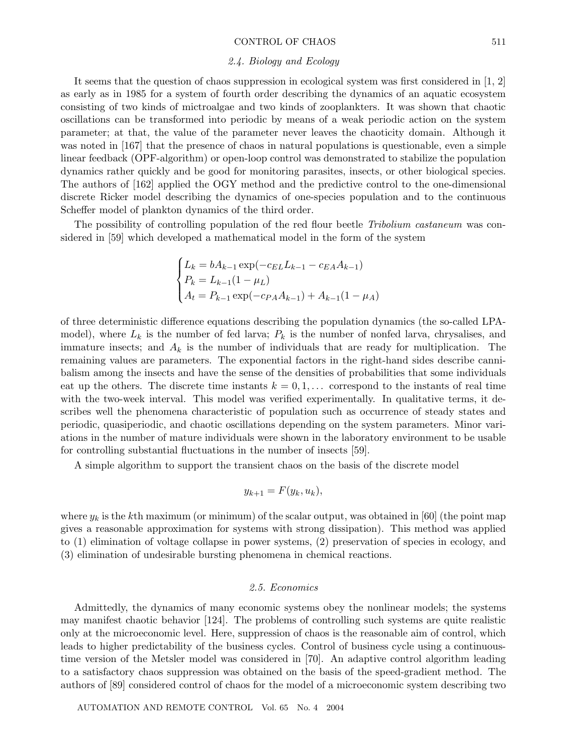### 2.4. Biology and Ecology

It seems that the question of chaos suppression in ecological system was first considered in [1, 2] as early as in 1985 for a system of fourth order describing the dynamics of an aquatic ecosystem consisting of two kinds of mictroalgae and two kinds of zooplankters. It was shown that chaotic oscillations can be transformed into periodic by means of a weak periodic action on the system parameter; at that, the value of the parameter never leaves the chaoticity domain. Although it was noted in [167] that the presence of chaos in natural populations is questionable, even a simple linear feedback (OPF-algorithm) or open-loop control was demonstrated to stabilize the population dynamics rather quickly and be good for monitoring parasites, insects, or other biological species. The authors of [162] applied the OGY method and the predictive control to the one-dimensional discrete Ricker model describing the dynamics of one-species population and to the continuous Scheffer model of plankton dynamics of the third order.

The possibility of controlling population of the red flour beetle *Tribolium castaneum* was considered in [59] which developed a mathematical model in the form of the system

$$
\begin{cases}
L_k = bA_{k-1}\exp(-c_{EL}L_{k-1} - c_{EA}A_{k-1})\\
P_k = L_{k-1}(1-\mu_L)\\
A_t = P_{k-1}\exp(-c_{PA}A_{k-1}) + A_{k-1}(1-\mu_A)
\end{cases}
$$

of three deterministic difference equations describing the population dynamics (the so-called LPA-model), where $L_k$ is the number of fed larva; $P_k$ is the number of nonfed larva, chrysalises, and immature insects; and $A_k$ is the number of individuals that are ready for multiplication. The remaining values are parameters. The exponential factors in the right-hand sides describe cannibalism among the insects and have the sense of the densities of probabilities that some individuals eat up the others. The discrete time instants $k = 0, 1, \dots$ correspond to the instants of real time with the two-week interval. This model was verified experimentally. In qualitative terms, it describes well the phenomena characteristic of population such as occurrence of steady states and periodic, quasiperiodic, and chaotic oscillations depending on the system parameters. Minor variations in the number of mature individuals were shown in the laboratory environment to be usable for controlling substantial fluctuations in the number of insects [59].

A simple algorithm to support the transient chaos on the basis of the discrete model

$$
y_{k+1} = F(y_k, u_k),
$$

where $y_k$ is the $k$th maximum (or minimum) of the scalar output, was obtained in [60] (the point map gives a reasonable approximation for systems with strong dissipation). This method was applied to (1) elimination of voltage collapse in power systems, (2) preservation of species in ecology, and (3) elimination of undesirable bursting phenomena in chemical reactions.

### 2.5. Economics

Admittedly, the dynamics of many economic systems obey the nonlinear models; the systems may manifest chaotic behavior [124]. The problems of controlling such systems are quite realistic only at the microeconomic level. Here, suppression of chaos is the reasonable aim of control, which leads to higher predictability of the business cycles. Control of business cycle using a continuous-time version of the Metsler model was considered in [70]. An adaptive control algorithm leading to a satisfactory chaos suppression was obtained on the basis of the speed-gradient method. The authors of [89] considered control of chaos for the model of a microeconomic system describing two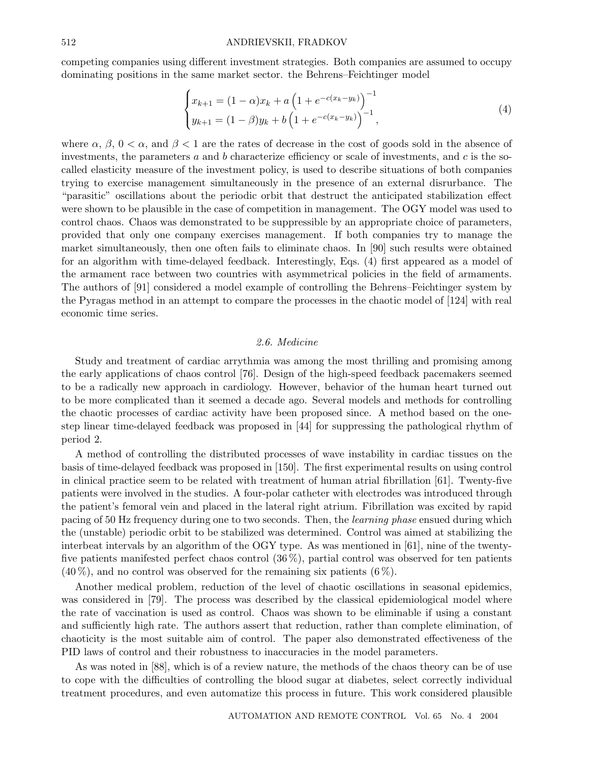competing companies using different investment strategies. Both companies are assumed to occupy dominating positions in the same market sector. the Behrens–Feichtinger model

$$
\begin{cases}
x_{k+1} = (1-\alpha)x_k + a\left(1 + e^{-c(x_k - y_k)}\right)^{-1} \\
y_{k+1} = (1-\beta)y_k + b\left(1 + e^{-c(x_k - y_k)}\right)^{-1},
\end{cases}
\tag{4}
$$

where $\alpha$, $\beta$, $0 < \alpha$, and $\beta < 1$ are the rates of decrease in the cost of goods sold in the absence of investments, the parameters $a$ and $b$ characterize efficiency or scale of investments, and $c$ is the so-called elasticity measure of the investment policy, is used to describe situations of both companies trying to exercise management simultaneously in the presence of an external disrurbance. The "parasitic" oscillations about the periodic orbit that destruct the anticipated stabilization effect were shown to be plausible in the case of competition in management. The OGY model was used to control chaos. Chaos was demonstrated to be suppressible by an appropriate choice of parameters, provided that only one company exercises management. If both companies try to manage the market simultaneously, then one often fails to eliminate chaos. In [90] such results were obtained for an algorithm with time-delayed feedback. Interestingly, Eqs. (4) first appeared as a model of the armament race between two countries with asymmetrical policies in the field of armaments. The authors of [91] considered a model example of controlling the Behrens–Feichtinger system by the Pyragas method in an attempt to compare the processes in the chaotic model of [124] with real economic time series.

### *2.6. Medicine*

Study and treatment of cardiac arrythmia was among the most thrilling and promising among the early applications of chaos control [76]. Design of the high-speed feedback pacemakers seemed to be a radically new approach in cardiology. However, behavior of the human heart turned out to be more complicated than it seemed a decade ago. Several models and methods for controlling the chaotic processes of cardiac activity have been proposed since. A method based on the one-step linear time-delayed feedback was proposed in [44] for suppressing the pathological rhythm of period 2.

A method of controlling the distributed processes of wave instability in cardiac tissues on the basis of time-delayed feedback was proposed in [150]. The first experimental results on using control in clinical practice seem to be related with treatment of human atrial fibrillation [61]. Twenty-five patients were involved in the studies. A four-polar catheter with electrodes was introduced through the patient's femoral vein and placed in the lateral right atrium. Fibrillation was excited by rapid pacing of 50 Hz frequency during one to two seconds. Then, the *learning phase* ensued during which the (unstable) periodic orbit to be stabilized was determined. Control was aimed at stabilizing the interbeat intervals by an algorithm of the OGY type. As was mentioned in [61], nine of the twenty-five patients manifested perfect chaos control (36 %), partial control was observed for ten patients (40 %), and no control was observed for the remaining six patients (6 %).

Another medical problem, reduction of the level of chaotic oscillations in seasonal epidemics, was considered in [79]. The process was described by the classical epidemiological model where the rate of vaccination is used as control. Chaos was shown to be eliminable if using a constant and sufficiently high rate. The authors assert that reduction, rather than complete elimination, of chaoticity is the most suitable aim of control. The paper also demonstrated effectiveness of the PID laws of control and their robustness to inaccuracies in the model parameters.

As was noted in [88], which is of a review nature, the methods of the chaos theory can be of use to cope with the difficulties of controlling the blood sugar at diabetes, select correctly individual treatment procedures, and even automatize this process in future. This work considered plausible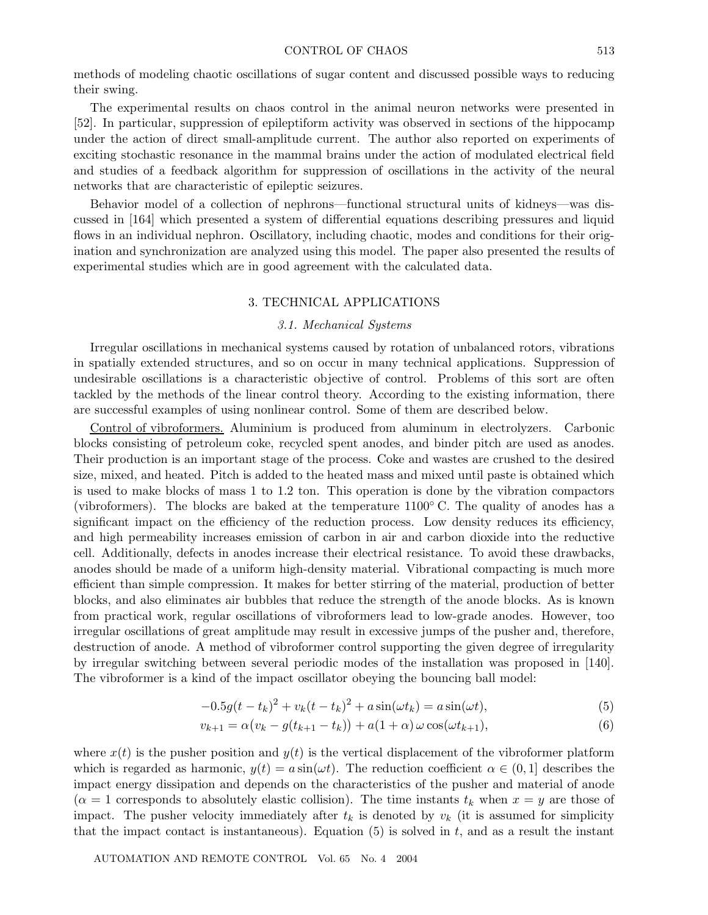methods of modeling chaotic oscillations of sugar content and discussed possible ways to reducing their swing.

The experimental results on chaos control in the animal neuron networks were presented in [52]. In particular, suppression of epileptiform activity was observed in sections of the hippocamp under the action of direct small-amplitude current. The author also reported on experiments of exciting stochastic resonance in the mammal brains under the action of modulated electrical field and studies of a feedback algorithm for suppression of oscillations in the activity of the neural networks that are characteristic of epileptic seizures.

Behavior model of a collection of nephrons—functional structural units of kidneys—was discussed in [164] which presented a system of differential equations describing pressures and liquid flows in an individual nephron. Oscillatory, including chaotic, modes and conditions for their origination and synchronization are analyzed using this model. The paper also presented the results of experimental studies which are in good agreement with the calculated data.

## 3. TECHNICAL APPLICATIONS

### *3.1. Mechanical Systems*

Irregular oscillations in mechanical systems caused by rotation of unbalanced rotors, vibrations in spatially extended structures, and so on occur in many technical applications. Suppression of undesirable oscillations is a characteristic objective of control. Problems of this sort are often tackled by the methods of the linear control theory. According to the existing information, there are successful examples of using nonlinear control. Some of them are described below.

Control of vibroformers. Aluminium is produced from aluminum in electrolyzers. Carbonic blocks consisting of petroleum coke, recycled spent anodes, and binder pitch are used as anodes. Their production is an important stage of the process. Coke and wastes are crushed to the desired size, mixed, and heated. Pitch is added to the heated mass and mixed until paste is obtained which is used to make blocks of mass 1 to 1.2 ton. This operation is done by the vibration compactors (vibroformers). The blocks are baked at the temperature 1100° C. The quality of anodes has a significant impact on the efficiency of the reduction process. Low density reduces its efficiency, and high permeability increases emission of carbon in air and carbon dioxide into the reductive cell. Additionally, defects in anodes increase their electrical resistance. To avoid these drawbacks, anodes should be made of a uniform high-density material. Vibrational compacting is much more efficient than simple compression. It makes for better stirring of the material, production of better blocks, and also eliminates air bubbles that reduce the strength of the anode blocks. As is known from practical work, regular oscillations of vibroformers lead to low-grade anodes. However, too irregular oscillations of great amplitude may result in excessive jumps of the pusher and, therefore, destruction of anode. A method of vibroformer control supporting the given degree of irregularity by irregular switching between several periodic modes of the installation was proposed in [140]. The vibroformer is a kind of the impact oscillator obeying the bouncing ball model:

$$-0.5g(t-t_k)^2 + v_k(t-t_k)^2 + a\sin(\omega t_k) = a\sin(\omega t), \tag{5}$$

$$v_{k+1} = \alpha(v_k - g(t_{k+1}-t_k)) + a(1+\alpha)\,\omega\cos(\omega t_{k+1}), \tag{6}$$

where $x(t)$ is the pusher position and $y(t)$ is the vertical displacement of the vibroformer platform which is regarded as harmonic, $y(t) = a\sin(\omega t)$. The reduction coefficient $\alpha \in (0, 1]$ describes the impact energy dissipation and depends on the characteristics of the pusher and material of anode ($\alpha = 1$ corresponds to absolutely elastic collision). The time instants $t_k$ when $x = y$ are those of impact. The pusher velocity immediately after $t_k$ is denoted by $v_k$ (it is assumed for simplicity that the impact contact is instantaneous). Equation (5) is solved in $t$, and as a result the instant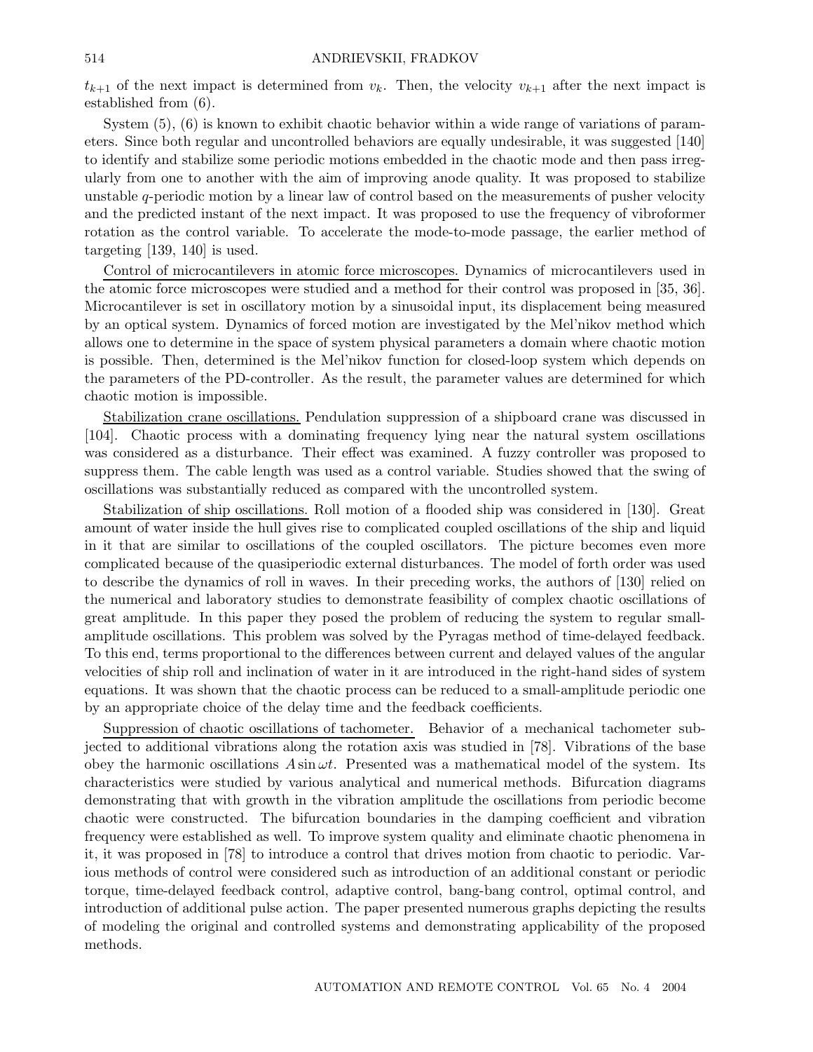$t_{k+1}$ of the next impact is determined from $v_k$. Then, the velocity $v_{k+1}$ after the next impact is established from (6).

System (5), (6) is known to exhibit chaotic behavior within a wide range of variations of parameters. Since both regular and uncontrolled behaviors are equally undesirable, it was suggested [140] to identify and stabilize some periodic motions embedded in the chaotic mode and then pass irregularly from one to another with the aim of improving anode quality. It was proposed to stabilize unstable $q$-periodic motion by a linear law of control based on the measurements of pusher velocity and the predicted instant of the next impact. It was proposed to use the frequency of vibroformer rotation as the control variable. To accelerate the mode-to-mode passage, the earlier method of targeting [139, 140] is used.

Control of microcantilevers in atomic force microscopes. Dynamics of microcantilevers used in the atomic force microscopes were studied and a method for their control was proposed in [35, 36]. Microcantilever is set in oscillatory motion by a sinusoidal input, its displacement being measured by an optical system. Dynamics of forced motion are investigated by the Mel'nikov method which allows one to determine in the space of system physical parameters a domain where chaotic motion is possible. Then, determined is the Mel'nikov function for closed-loop system which depends on the parameters of the PD-controller. As the result, the parameter values are determined for which chaotic motion is impossible.

Stabilization crane oscillations. Pendulation suppression of a shipboard crane was discussed in [104]. Chaotic process with a dominating frequency lying near the natural system oscillations was considered as a disturbance. Their effect was examined. A fuzzy controller was proposed to suppress them. The cable length was used as a control variable. Studies showed that the swing of oscillations was substantially reduced as compared with the uncontrolled system.

Stabilization of ship oscillations. Roll motion of a flooded ship was considered in [130]. Great amount of water inside the hull gives rise to complicated coupled oscillations of the ship and liquid in it that are similar to oscillations of the coupled oscillators. The picture becomes even more complicated because of the quasiperiodic external disturbances. The model of forth order was used to describe the dynamics of roll in waves. In their preceding works, the authors of [130] relied on the numerical and laboratory studies to demonstrate feasibility of complex chaotic oscillations of great amplitude. In this paper they posed the problem of reducing the system to regular small-amplitude oscillations. This problem was solved by the Pyragas method of time-delayed feedback. To this end, terms proportional to the differences between current and delayed values of the angular velocities of ship roll and inclination of water in it are introduced in the right-hand sides of system equations. It was shown that the chaotic process can be reduced to a small-amplitude periodic one by an appropriate choice of the delay time and the feedback coefficients.

Suppression of chaotic oscillations of tachometer. Behavior of a mechanical tachometer subjected to additional vibrations along the rotation axis was studied in [78]. Vibrations of the base obey the harmonic oscillations $A \sin \omega t$. Presented was a mathematical model of the system. Its characteristics were studied by various analytical and numerical methods. Bifurcation diagrams demonstrating that with growth in the vibration amplitude the oscillations from periodic become chaotic were constructed. The bifurcation boundaries in the damping coefficient and vibration frequency were established as well. To improve system quality and eliminate chaotic phenomena in it, it was proposed in [78] to introduce a control that drives motion from chaotic to periodic. Various methods of control were considered such as introduction of an additional constant or periodic torque, time-delayed feedback control, adaptive control, bang-bang control, optimal control, and introduction of additional pulse action. The paper presented numerous graphs depicting the results of modeling the original and controlled systems and demonstrating applicability of the proposed methods.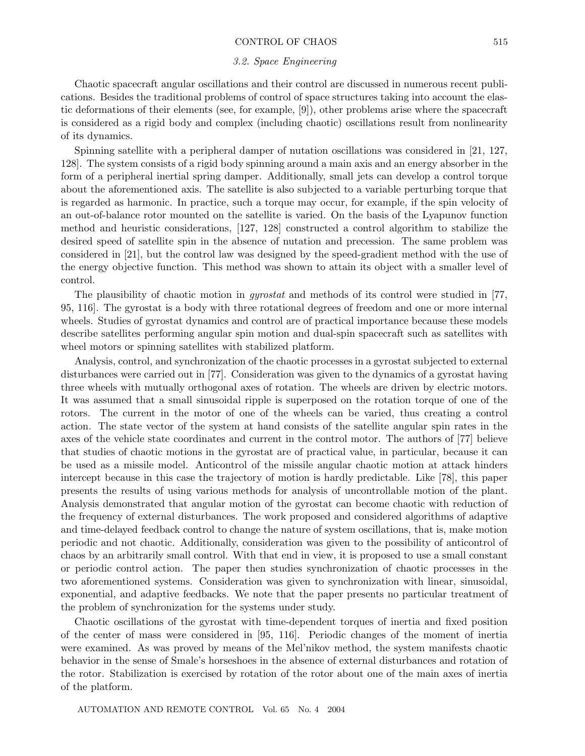### 3.2. Space Engineering

Chaotic spacecraft angular oscillations and their control are discussed in numerous recent publications. Besides the traditional problems of control of space structures taking into account the elastic deformations of their elements (see, for example, [9]), other problems arise where the spacecraft is considered as a rigid body and complex (including chaotic) oscillations result from nonlinearity of its dynamics.

Spinning satellite with a peripheral damper of nutation oscillations was considered in [21, 127, 128]. The system consists of a rigid body spinning around a main axis and an energy absorber in the form of a peripheral inertial spring damper. Additionally, small jets can develop a control torque about the aforementioned axis. The satellite is also subjected to a variable perturbing torque that is regarded as harmonic. In practice, such a torque may occur, for example, if the spin velocity of an out-of-balance rotor mounted on the satellite is varied. On the basis of the Lyapunov function method and heuristic considerations, [127, 128] constructed a control algorithm to stabilize the desired speed of satellite spin in the absence of nutation and precession. The same problem was considered in [21], but the control law was designed by the speed-gradient method with the use of the energy objective function. This method was shown to attain its object with a smaller level of control.

The plausibility of chaotic motion in *gyrostat* and methods of its control were studied in [77, 95, 116]. The gyrostat is a body with three rotational degrees of freedom and one or more internal wheels. Studies of gyrostat dynamics and control are of practical importance because these models describe satellites performing angular spin motion and dual-spin spacecraft such as satellites with wheel motors or spinning satellites with stabilized platform.

Analysis, control, and synchronization of the chaotic processes in a gyrostat subjected to external disturbances were carried out in [77]. Consideration was given to the dynamics of a gyrostat having three wheels with mutually orthogonal axes of rotation. The wheels are driven by electric motors. It was assumed that a small sinusoidal ripple is superposed on the rotation torque of one of the rotors. The current in the motor of one of the wheels can be varied, thus creating a control action. The state vector of the system at hand consists of the satellite angular spin rates in the axes of the vehicle state coordinates and current in the control motor. The authors of [77] believe that studies of chaotic motions in the gyrostat are of practical value, in particular, because it can be used as a missile model. Anticontrol of the missile angular chaotic motion at attack hinders intercept because in this case the trajectory of motion is hardly predictable. Like [78], this paper presents the results of using various methods for analysis of uncontrollable motion of the plant. Analysis demonstrated that angular motion of the gyrostat can become chaotic with reduction of the frequency of external disturbances. The work proposed and considered algorithms of adaptive and time-delayed feedback control to change the nature of system oscillations, that is, make motion periodic and not chaotic. Additionally, consideration was given to the possibility of anticontrol of chaos by an arbitrarily small control. With that end in view, it is proposed to use a small constant or periodic control action. The paper then studies synchronization of chaotic processes in the two aforementioned systems. Consideration was given to synchronization with linear, sinusoidal, exponential, and adaptive feedbacks. We note that the paper presents no particular treatment of the problem of synchronization for the systems under study.

Chaotic oscillations of the gyrostat with time-dependent torques of inertia and fixed position of the center of mass were considered in [95, 116]. Periodic changes of the moment of inertia were examined. As was proved by means of the Mel'nikov method, the system manifests chaotic behavior in the sense of Smale's horseshoes in the absence of external disturbances and rotation of the rotor. Stabilization is exercised by rotation of the rotor about one of the main axes of inertia of the platform.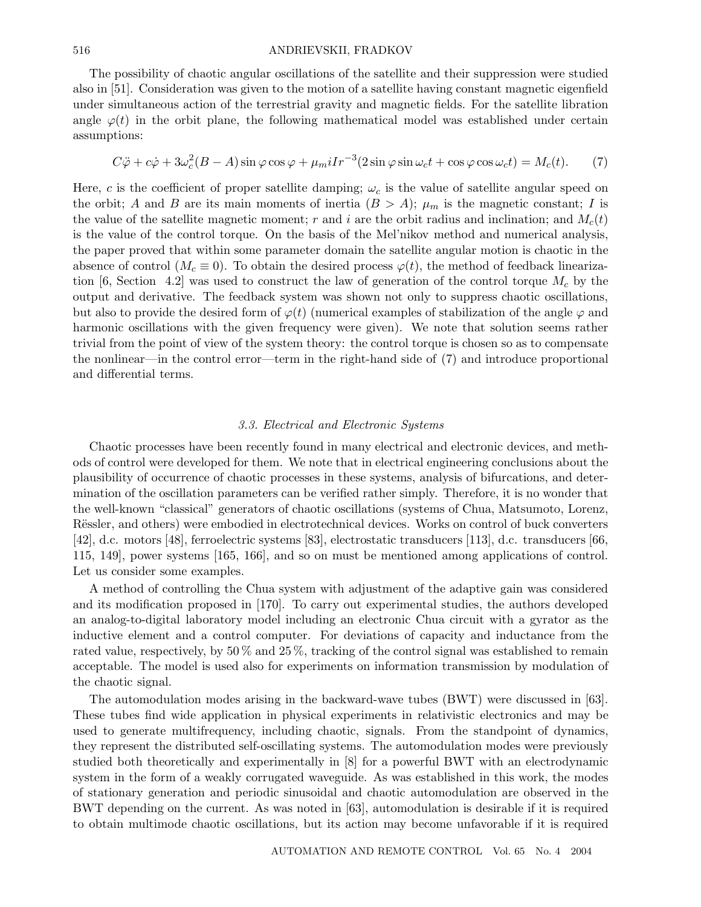The possibility of chaotic angular oscillations of the satellite and their suppression were studied also in [51]. Consideration was given to the motion of a satellite having constant magnetic eigenfield under simultaneous action of the terrestrial gravity and magnetic fields. For the satellite libration angle $\varphi(t)$ in the orbit plane, the following mathematical model was established under certain assumptions:

$$C\ddot{\varphi} + c\dot{\varphi} + 3\omega_c^2(B - A)\sin\varphi\cos\varphi + \mu_m i I r^{-3}(2\sin\varphi\sin\omega_c t + \cos\varphi\cos\omega_c t) = M_c(t). \qquad (7)$$

Here, $c$ is the coefficient of proper satellite damping; $\omega_c$ is the value of satellite angular speed on the orbit; $A$ and $B$ are its main moments of inertia ($B > A$); $\mu_m$ is the magnetic constant; $I$ is the value of the satellite magnetic moment; $r$ and $i$ are the orbit radius and inclination; and $M_c(t)$ is the value of the control torque. On the basis of the Mel'nikov method and numerical analysis, the paper proved that within some parameter domain the satellite angular motion is chaotic in the absence of control ($M_c \equiv 0$). To obtain the desired process $\varphi(t)$, the method of feedback linearization [6, Section 4.2] was used to construct the law of generation of the control torque $M_c$ by the output and derivative. The feedback system was shown not only to suppress chaotic oscillations, but also to provide the desired form of $\varphi(t)$ (numerical examples of stabilization of the angle $\varphi$ and harmonic oscillations with the given frequency were given). We note that solution seems rather trivial from the point of view of the system theory: the control torque is chosen so as to compensate the nonlinear—in the control error—term in the right-hand side of (7) and introduce proportional and differential terms.

### *3.3. Electrical and Electronic Systems*

Chaotic processes have been recently found in many electrical and electronic devices, and methods of control were developed for them. We note that in electrical engineering conclusions about the plausibility of occurrence of chaotic processes in these systems, analysis of bifurcations, and determination of the oscillation parameters can be verified rather simply. Therefore, it is no wonder that the well-known "classical" generators of chaotic oscillations (systems of Chua, Matsumoto, Lorenz, Rëssler, and others) were embodied in electrotechnical devices. Works on control of buck converters [42], d.c. motors [48], ferroelectric systems [83], electrostatic transducers [113], d.c. transducers [66, 115, 149], power systems [165, 166], and so on must be mentioned among applications of control. Let us consider some examples.

A method of controlling the Chua system with adjustment of the adaptive gain was considered and its modification proposed in [170]. To carry out experimental studies, the authors developed an analog-to-digital laboratory model including an electronic Chua circuit with a gyrator as the inductive element and a control computer. For deviations of capacity and inductance from the rated value, respectively, by 50 % and 25 %, tracking of the control signal was established to remain acceptable. The model is used also for experiments on information transmission by modulation of the chaotic signal.

The automodulation modes arising in the backward-wave tubes (BWT) were discussed in [63]. These tubes find wide application in physical experiments in relativistic electronics and may be used to generate multifrequency, including chaotic, signals. From the standpoint of dynamics, they represent the distributed self-oscillating systems. The automodulation modes were previously studied both theoretically and experimentally in [8] for a powerful BWT with an electrodynamic system in the form of a weakly corrugated waveguide. As was established in this work, the modes of stationary generation and periodic sinusoidal and chaotic automodulation are observed in the BWT depending on the current. As was noted in [63], automodulation is desirable if it is required to obtain multimode chaotic oscillations, but its action may become unfavorable if it is required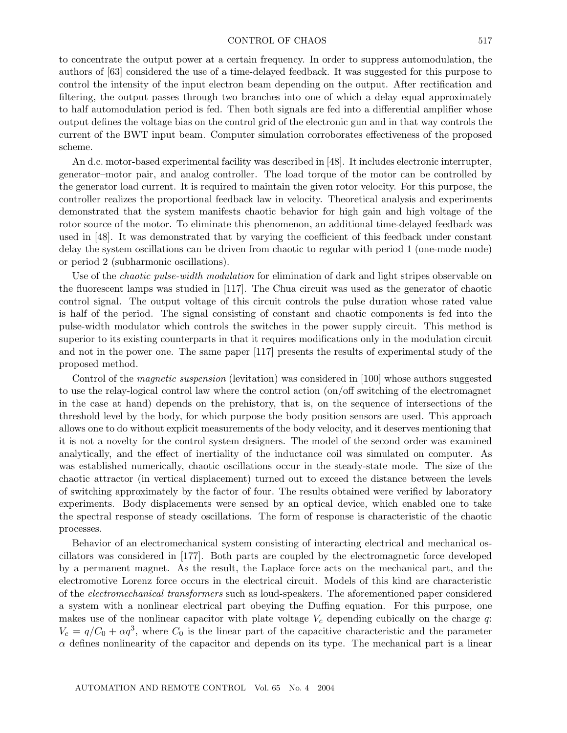to concentrate the output power at a certain frequency. In order to suppress automodulation, the authors of [63] considered the use of a time-delayed feedback. It was suggested for this purpose to control the intensity of the input electron beam depending on the output. After rectification and filtering, the output passes through two branches into one of which a delay equal approximately to half automodulation period is fed. Then both signals are fed into a differential amplifier whose output defines the voltage bias on the control grid of the electronic gun and in that way controls the current of the BWT input beam. Computer simulation corroborates effectiveness of the proposed scheme.

An d.c. motor-based experimental facility was described in [48]. It includes electronic interrupter, generator–motor pair, and analog controller. The load torque of the motor can be controlled by the generator load current. It is required to maintain the given rotor velocity. For this purpose, the controller realizes the proportional feedback law in velocity. Theoretical analysis and experiments demonstrated that the system manifests chaotic behavior for high gain and high voltage of the rotor source of the motor. To eliminate this phenomenon, an additional time-delayed feedback was used in [48]. It was demonstrated that by varying the coefficient of this feedback under constant delay the system oscillations can be driven from chaotic to regular with period 1 (one-mode mode) or period 2 (subharmonic oscillations).

Use of the *chaotic pulse-width modulation* for elimination of dark and light stripes observable on the fluorescent lamps was studied in [117]. The Chua circuit was used as the generator of chaotic control signal. The output voltage of this circuit controls the pulse duration whose rated value is half of the period. The signal consisting of constant and chaotic components is fed into the pulse-width modulator which controls the switches in the power supply circuit. This method is superior to its existing counterparts in that it requires modifications only in the modulation circuit and not in the power one. The same paper [117] presents the results of experimental study of the proposed method.

Control of the *magnetic suspension* (levitation) was considered in [100] whose authors suggested to use the relay-logical control law where the control action (on/off switching of the electromagnet in the case at hand) depends on the prehistory, that is, on the sequence of intersections of the threshold level by the body, for which purpose the body position sensors are used. This approach allows one to do without explicit measurements of the body velocity, and it deserves mentioning that it is not a novelty for the control system designers. The model of the second order was examined analytically, and the effect of inertiality of the inductance coil was simulated on computer. As was established numerically, chaotic oscillations occur in the steady-state mode. The size of the chaotic attractor (in vertical displacement) turned out to exceed the distance between the levels of switching approximately by the factor of four. The results obtained were verified by laboratory experiments. Body displacements were sensed by an optical device, which enabled one to take the spectral response of steady oscillations. The form of response is characteristic of the chaotic processes.

Behavior of an electromechanical system consisting of interacting electrical and mechanical oscillators was considered in [177]. Both parts are coupled by the electromagnetic force developed by a permanent magnet. As the result, the Laplace force acts on the mechanical part, and the electromotive Lorenz force occurs in the electrical circuit. Models of this kind are characteristic of the *electromechanical transformers* such as loud-speakers. The aforementioned paper considered a system with a nonlinear electrical part obeying the Duffing equation. For this purpose, one makes use of the nonlinear capacitor with plate voltage $V_c$ depending cubically on the charge $q$: $V_c = q/C_0 + \alpha q^3$, where $C_0$ is the linear part of the capacitive characteristic and the parameter $\alpha$ defines nonlinearity of the capacitor and depends on its type. The mechanical part is a linear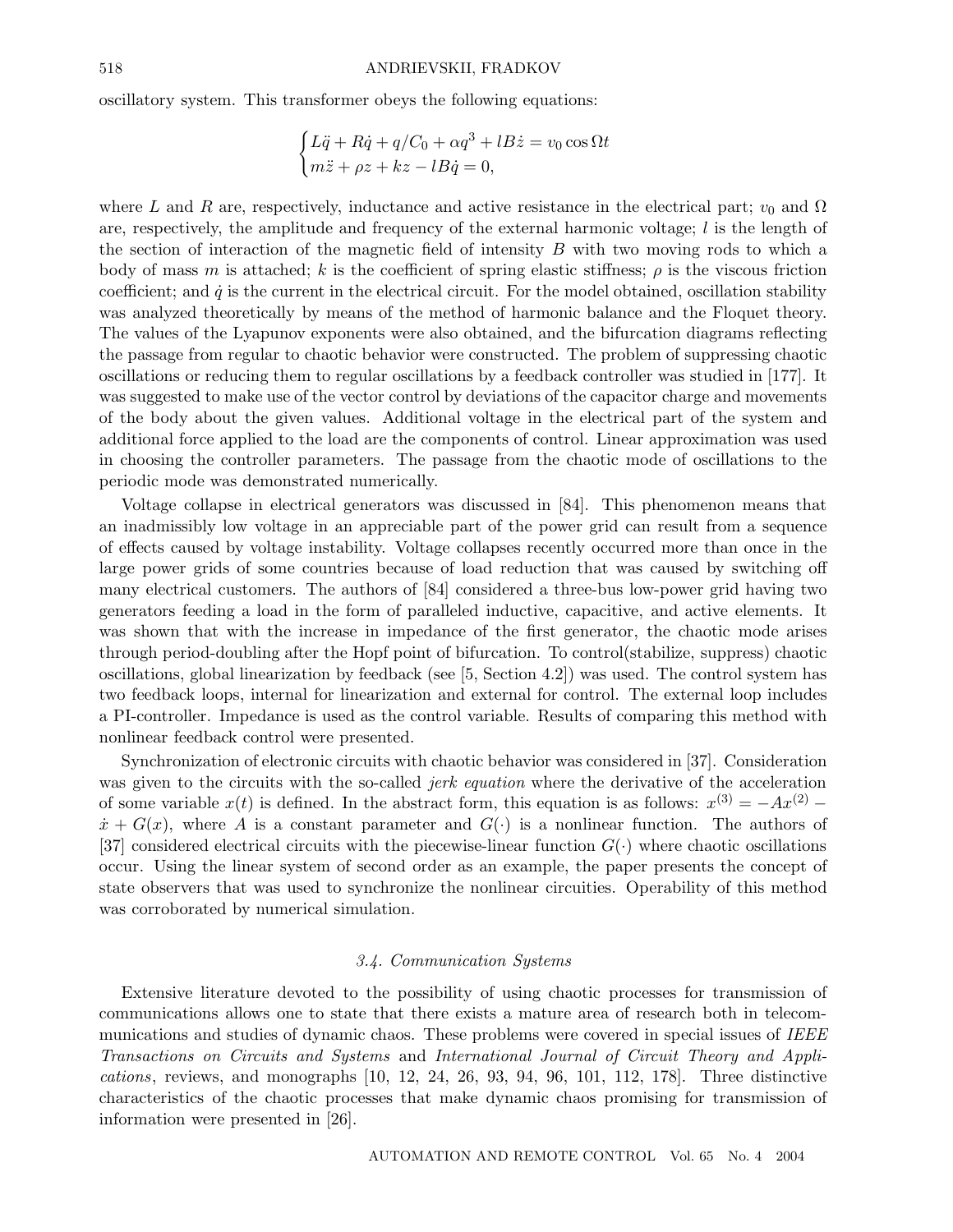oscillatory system. This transformer obeys the following equations:

$$\begin{cases} L\ddot{q} + R\dot{q} + q/C_0 + \alpha q^3 + lB\dot{z} = v_0 \cos \Omega t \\ m\ddot{z} + \rho z + kz - lB\dot{q} = 0, \end{cases}$$

where $L$ and $R$ are, respectively, inductance and active resistance in the electrical part; $v_0$ and $\Omega$ are, respectively, the amplitude and frequency of the external harmonic voltage; $l$ is the length of the section of interaction of the magnetic field of intensity $B$ with two moving rods to which a body of mass $m$ is attached; $k$ is the coefficient of spring elastic stiffness; $\rho$ is the viscous friction coefficient; and $\dot{q}$ is the current in the electrical circuit. For the model obtained, oscillation stability was analyzed theoretically by means of the method of harmonic balance and the Floquet theory. The values of the Lyapunov exponents were also obtained, and the bifurcation diagrams reflecting the passage from regular to chaotic behavior were constructed. The problem of suppressing chaotic oscillations or reducing them to regular oscillations by a feedback controller was studied in [177]. It was suggested to make use of the vector control by deviations of the capacitor charge and movements of the body about the given values. Additional voltage in the electrical part of the system and additional force applied to the load are the components of control. Linear approximation was used in choosing the controller parameters. The passage from the chaotic mode of oscillations to the periodic mode was demonstrated numerically.

Voltage collapse in electrical generators was discussed in [84]. This phenomenon means that an inadmissibly low voltage in an appreciable part of the power grid can result from a sequence of effects caused by voltage instability. Voltage collapses recently occurred more than once in the large power grids of some countries because of load reduction that was caused by switching off many electrical customers. The authors of [84] considered a three-bus low-power grid having two generators feeding a load in the form of paralleled inductive, capacitive, and active elements. It was shown that with the increase in impedance of the first generator, the chaotic mode arises through period-doubling after the Hopf point of bifurcation. To control(stabilize, suppress) chaotic oscillations, global linearization by feedback (see [5, Section 4.2]) was used. The control system has two feedback loops, internal for linearization and external for control. The external loop includes a PI-controller. Impedance is used as the control variable. Results of comparing this method with nonlinear feedback control were presented.

Synchronization of electronic circuits with chaotic behavior was considered in [37]. Consideration was given to the circuits with the so-called *jerk equation* where the derivative of the acceleration of some variable $x(t)$ is defined. In the abstract form, this equation is as follows: $x^{(3)} = -Ax^{(2)} - \dot{x} + G(x)$, where $A$ is a constant parameter and $G(\cdot)$ is a nonlinear function. The authors of [37] considered electrical circuits with the piecewise-linear function $G(\cdot)$ where chaotic oscillations occur. Using the linear system of second order as an example, the paper presents the concept of state observers that was used to synchronize the nonlinear circuities. Operability of this method was corroborated by numerical simulation.

### *3.4. Communication Systems*

Extensive literature devoted to the possibility of using chaotic processes for transmission of communications allows one to state that there exists a mature area of research both in telecommunications and studies of dynamic chaos. These problems were covered in special issues of *IEEE Transactions on Circuits and Systems* and *International Journal of Circuit Theory and Applications*, reviews, and monographs [10, 12, 24, 26, 93, 94, 96, 101, 112, 178]. Three distinctive characteristics of the chaotic processes that make dynamic chaos promising for transmission of information were presented in [26].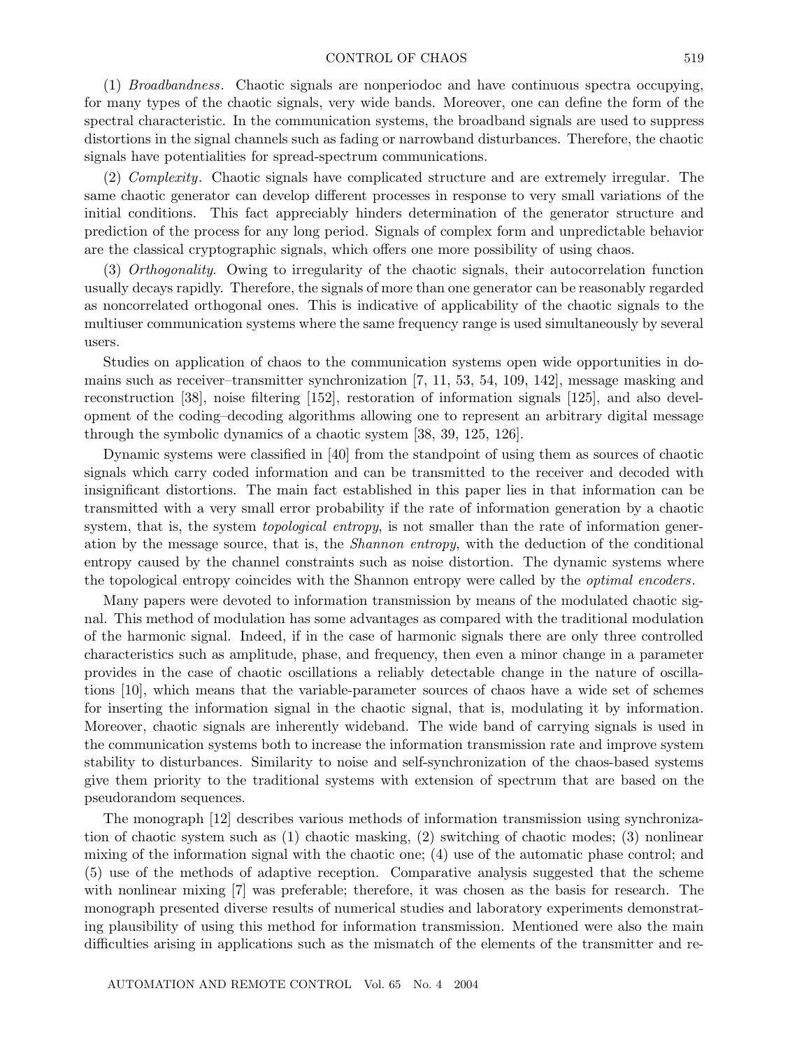(1) *Broadbandness*. Chaotic signals are nonperiodoc and have continuous spectra occupying, for many types of the chaotic signals, very wide bands. Moreover, one can define the form of the spectral characteristic. In the communication systems, the broadband signals are used to suppress distortions in the signal channels such as fading or narrowband disturbances. Therefore, the chaotic signals have potentialities for spread-spectrum communications.

(2) *Complexity*. Chaotic signals have complicated structure and are extremely irregular. The same chaotic generator can develop different processes in response to very small variations of the initial conditions. This fact appreciably hinders determination of the generator structure and prediction of the process for any long period. Signals of complex form and unpredictable behavior are the classical cryptographic signals, which offers one more possibility of using chaos.

(3) *Orthogonality*. Owing to irregularity of the chaotic signals, their autocorrelation function usually decays rapidly. Therefore, the signals of more than one generator can be reasonably regarded as noncorrelated orthogonal ones. This is indicative of applicability of the chaotic signals to the multiuser communication systems where the same frequency range is used simultaneously by several users.

Studies on application of chaos to the communication systems open wide opportunities in domains such as receiver–transmitter synchronization [7, 11, 53, 54, 109, 142], message masking and reconstruction [38], noise filtering [152], restoration of information signals [125], and also development of the coding–decoding algorithms allowing one to represent an arbitrary digital message through the symbolic dynamics of a chaotic system [38, 39, 125, 126].

Dynamic systems were classified in [40] from the standpoint of using them as sources of chaotic signals which carry coded information and can be transmitted to the receiver and decoded with insignificant distortions. The main fact established in this paper lies in that information can be transmitted with a very small error probability if the rate of information generation by a chaotic system, that is, the system *topological entropy*, is not smaller than the rate of information generation by the message source, that is, the *Shannon entropy*, with the deduction of the conditional entropy caused by the channel constraints such as noise distortion. The dynamic systems where the topological entropy coincides with the Shannon entropy were called by the *optimal encoders*.

Many papers were devoted to information transmission by means of the modulated chaotic signal. This method of modulation has some advantages as compared with the traditional modulation of the harmonic signal. Indeed, if in the case of harmonic signals there are only three controlled characteristics such as amplitude, phase, and frequency, then even a minor change in a parameter provides in the case of chaotic oscillations a reliably detectable change in the nature of oscillations [10], which means that the variable-parameter sources of chaos have a wide set of schemes for inserting the information signal in the chaotic signal, that is, modulating it by information. Moreover, chaotic signals are inherently wideband. The wide band of carrying signals is used in the communication systems both to increase the information transmission rate and improve system stability to disturbances. Similarity to noise and self-synchronization of the chaos-based systems give them priority to the traditional systems with extension of spectrum that are based on the pseudorandom sequences.

The monograph [12] describes various methods of information transmission using synchronization of chaotic system such as (1) chaotic masking, (2) switching of chaotic modes; (3) nonlinear mixing of the information signal with the chaotic one; (4) use of the automatic phase control; and (5) use of the methods of adaptive reception. Comparative analysis suggested that the scheme with nonlinear mixing [7] was preferable; therefore, it was chosen as the basis for research. The monograph presented diverse results of numerical studies and laboratory experiments demonstrating plausibility of using this method for information transmission. Mentioned were also the main difficulties arising in applications such as the mismatch of the elements of the transmitter and re-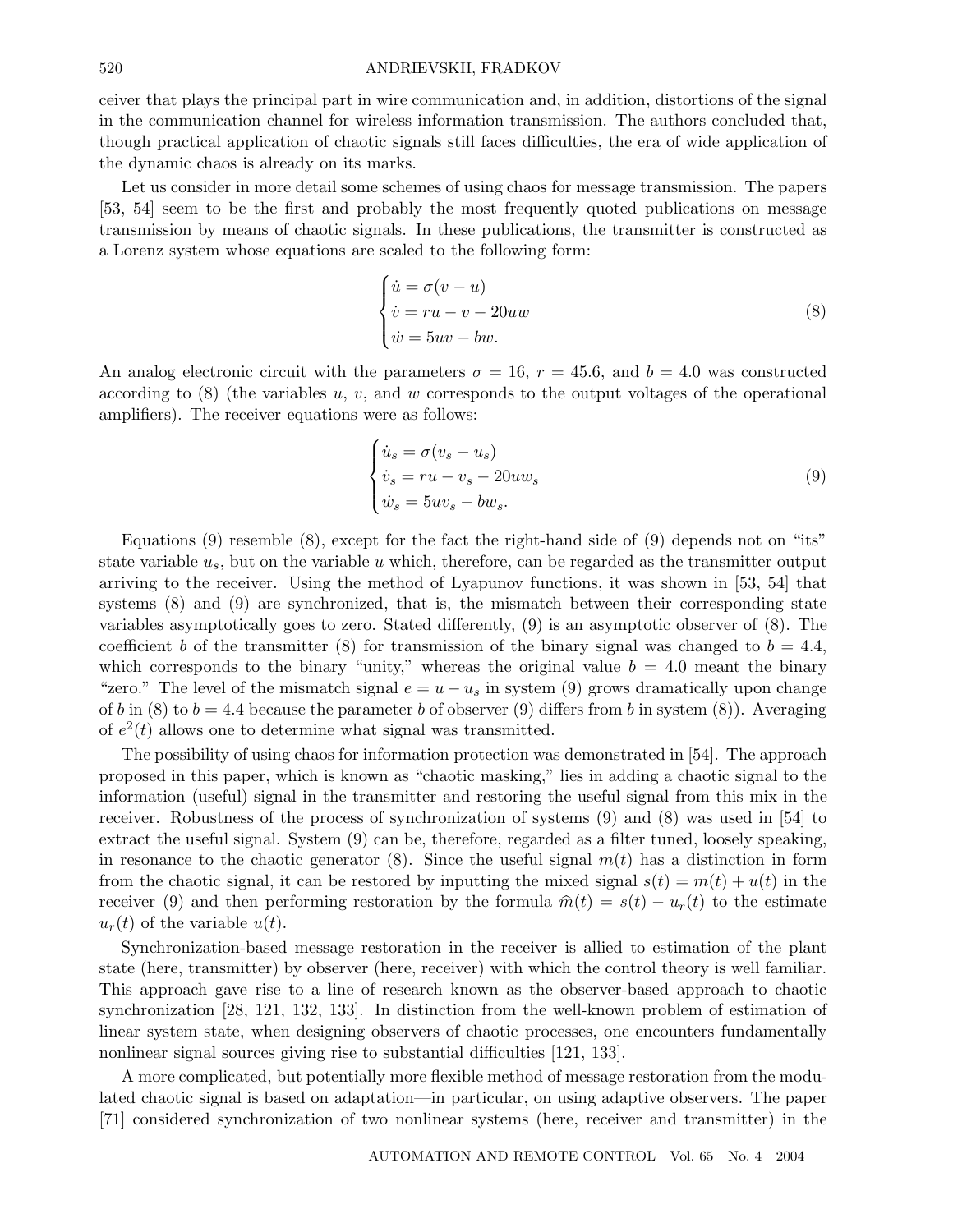ceiver that plays the principal part in wire communication and, in addition, distortions of the signal in the communication channel for wireless information transmission. The authors concluded that, though practical application of chaotic signals still faces difficulties, the era of wide application of the dynamic chaos is already on its marks.

Let us consider in more detail some schemes of using chaos for message transmission. The papers [53, 54] seem to be the first and probably the most frequently quoted publications on message transmission by means of chaotic signals. In these publications, the transmitter is constructed as a Lorenz system whose equations are scaled to the following form:

$$\begin{cases} \dot{u} = \sigma(v - u) \\ \dot{v} = ru - v - 20uw \\ \dot{w} = 5uv - bw. \end{cases} \tag{8}$$

An analog electronic circuit with the parameters $\sigma = 16$, $r = 45.6$, and $b = 4.0$ was constructed according to (8) (the variables $u$, $v$, and $w$ corresponds to the output voltages of the operational amplifiers). The receiver equations were as follows:

$$\begin{cases} \dot{u}_s = \sigma(v_s - u_s) \\ \dot{v}_s = ru - v_s - 20uw_s \\ \dot{w}_s = 5uv_s - bw_s. \end{cases} \tag{9}$$

Equations (9) resemble (8), except for the fact the right-hand side of (9) depends not on "its" state variable $u_s$, but on the variable $u$ which, therefore, can be regarded as the transmitter output arriving to the receiver. Using the method of Lyapunov functions, it was shown in [53, 54] that systems (8) and (9) are synchronized, that is, the mismatch between their corresponding state variables asymptotically goes to zero. Stated differently, (9) is an asymptotic observer of (8). The coefficient $b$ of the transmitter (8) for transmission of the binary signal was changed to $b = 4.4$, which corresponds to the binary "unity," whereas the original value $b = 4.0$ meant the binary "zero." The level of the mismatch signal $e = u - u_s$ in system (9) grows dramatically upon change of $b$ in (8) to $b = 4.4$ because the parameter $b$ of observer (9) differs from $b$ in system (8)). Averaging of $e^2(t)$ allows one to determine what signal was transmitted.

The possibility of using chaos for information protection was demonstrated in [54]. The approach proposed in this paper, which is known as "chaotic masking," lies in adding a chaotic signal to the information (useful) signal in the transmitter and restoring the useful signal from this mix in the receiver. Robustness of the process of synchronization of systems (9) and (8) was used in [54] to extract the useful signal. System (9) can be, therefore, regarded as a filter tuned, loosely speaking, in resonance to the chaotic generator (8). Since the useful signal $m(t)$ has a distinction in form from the chaotic signal, it can be restored by inputting the mixed signal $s(t) = m(t) + u(t)$ in the receiver (9) and then performing restoration by the formula $\widehat{m}(t) = s(t) - u_r(t)$ to the estimate $u_r(t)$ of the variable $u(t)$.

Synchronization-based message restoration in the receiver is allied to estimation of the plant state (here, transmitter) by observer (here, receiver) with which the control theory is well familiar. This approach gave rise to a line of research known as the observer-based approach to chaotic synchronization [28, 121, 132, 133]. In distinction from the well-known problem of estimation of linear system state, when designing observers of chaotic processes, one encounters fundamentally nonlinear signal sources giving rise to substantial difficulties [121, 133].

A more complicated, but potentially more flexible method of message restoration from the modulated chaotic signal is based on adaptation—in particular, on using adaptive observers. The paper [71] considered synchronization of two nonlinear systems (here, receiver and transmitter) in the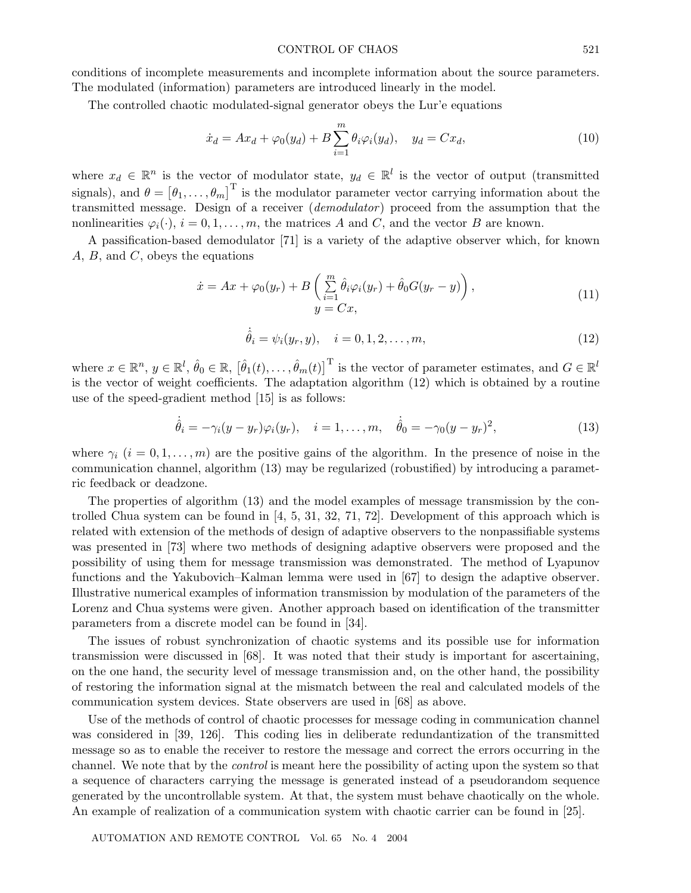conditions of incomplete measurements and incomplete information about the source parameters. The modulated (information) parameters are introduced linearly in the model.

The controlled chaotic modulated-signal generator obeys the Lur'e equations

$$\dot{x}_d = Ax_d + \varphi_0(y_d) + B\sum_{i=1}^{m}\theta_i\varphi_i(y_d), \quad y_d = Cx_d, \tag{10}$$

where $x_d \in \mathbb{R}^n$ is the vector of modulator state, $y_d \in \mathbb{R}^l$ is the vector of output (transmitted signals), and $\theta = [\theta_1, \ldots, \theta_m]^{\mathrm{T}}$ is the modulator parameter vector carrying information about the transmitted message. Design of a receiver (*demodulator*) proceed from the assumption that the nonlinearities $\varphi_i(\cdot)$, $i = 0, 1, \ldots, m$, the matrices $A$ and $C$, and the vector $B$ are known.

A passification-based demodulator [71] is a variety of the adaptive observer which, for known $A$, $B$, and $C$, obeys the equations

$$\begin{gathered}\dot{x} = Ax + \varphi_0(y_r) + B\left(\sum_{i=1}^{m}\hat{\theta}_i\varphi_i(y_r) + \hat{\theta}_0 G(y_r - y)\right), \\ y = Cx,\end{gathered} \tag{11}$$

$$\dot{\hat{\theta}}_i = \psi_i(y_r, y), \quad i = 0, 1, 2, \ldots, m, \tag{12}$$

where $x \in \mathbb{R}^n$, $y \in \mathbb{R}^l$, $\hat{\theta}_0 \in \mathbb{R}$, $[\hat{\theta}_1(t), \ldots, \hat{\theta}_m(t)]^{\mathrm{T}}$ is the vector of parameter estimates, and $G \in \mathbb{R}^l$ is the vector of weight coefficients. The adaptation algorithm (12) which is obtained by a routine use of the speed-gradient method [15] is as follows:

$$\dot{\hat{\theta}}_i = -\gamma_i(y - y_r)\varphi_i(y_r), \quad i = 1, \ldots, m, \quad \dot{\hat{\theta}}_0 = -\gamma_0(y - y_r)^2, \tag{13}$$

where $\gamma_i$ $(i = 0, 1, \ldots, m)$ are the positive gains of the algorithm. In the presence of noise in the communication channel, algorithm (13) may be regularized (robustified) by introducing a parametric feedback or deadzone.

The properties of algorithm (13) and the model examples of message transmission by the controlled Chua system can be found in [4, 5, 31, 32, 71, 72]. Development of this approach which is related with extension of the methods of design of adaptive observers to the nonpassifiable systems was presented in [73] where two methods of designing adaptive observers were proposed and the possibility of using them for message transmission was demonstrated. The method of Lyapunov functions and the Yakubovich–Kalman lemma were used in [67] to design the adaptive observer. Illustrative numerical examples of information transmission by modulation of the parameters of the Lorenz and Chua systems were given. Another approach based on identification of the transmitter parameters from a discrete model can be found in [34].

The issues of robust synchronization of chaotic systems and its possible use for information transmission were discussed in [68]. It was noted that their study is important for ascertaining, on the one hand, the security level of message transmission and, on the other hand, the possibility of restoring the information signal at the mismatch between the real and calculated models of the communication system devices. State observers are used in [68] as above.

Use of the methods of control of chaotic processes for message coding in communication channel was considered in [39, 126]. This coding lies in deliberate redundantization of the transmitted message so as to enable the receiver to restore the message and correct the errors occurring in the channel. We note that by the *control* is meant here the possibility of acting upon the system so that a sequence of characters carrying the message is generated instead of a pseudorandom sequence generated by the uncontrollable system. At that, the system must behave chaotically on the whole. An example of realization of a communication system with chaotic carrier can be found in [25].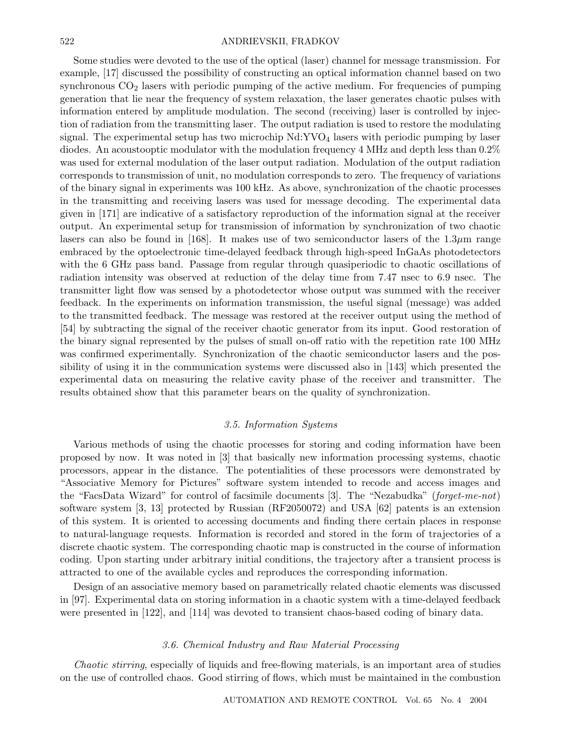Some studies were devoted to the use of the optical (laser) channel for message transmission. For example, [17] discussed the possibility of constructing an optical information channel based on two synchronous $CO_2$ lasers with periodic pumping of the active medium. For frequencies of pumping generation that lie near the frequency of system relaxation, the laser generates chaotic pulses with information entered by amplitude modulation. The second (receiving) laser is controlled by injection of radiation from the transmitting laser. The output radiation is used to restore the modulating signal. The experimental setup has two microchip Nd:$YVO_4$ lasers with periodic pumping by laser diodes. An acoustooptic modulator with the modulation frequency 4 MHz and depth less than 0.2% was used for external modulation of the laser output radiation. Modulation of the output radiation corresponds to transmission of unit, no modulation corresponds to zero. The frequency of variations of the binary signal in experiments was 100 kHz. As above, synchronization of the chaotic processes in the transmitting and receiving lasers was used for message decoding. The experimental data given in [171] are indicative of a satisfactory reproduction of the information signal at the receiver output. An experimental setup for transmission of information by synchronization of two chaotic lasers can also be found in [168]. It makes use of two semiconductor lasers of the $1.3\mu$m range embraced by the optoelectronic time-delayed feedback through high-speed InGaAs photodetectors with the 6 GHz pass band. Passage from regular through quasiperiodic to chaotic oscillations of radiation intensity was observed at reduction of the delay time from 7.47 nsec to 6.9 nsec. The transmitter light flow was sensed by a photodetector whose output was summed with the receiver feedback. In the experiments on information transmission, the useful signal (message) was added to the transmitted feedback. The message was restored at the receiver output using the method of [54] by subtracting the signal of the receiver chaotic generator from its input. Good restoration of the binary signal represented by the pulses of small on-off ratio with the repetition rate 100 MHz was confirmed experimentally. Synchronization of the chaotic semiconductor lasers and the possibility of using it in the communication systems were discussed also in [143] which presented the experimental data on measuring the relative cavity phase of the receiver and transmitter. The results obtained show that this parameter bears on the quality of synchronization.

### *3.5. Information Systems*

Various methods of using the chaotic processes for storing and coding information have been proposed by now. It was noted in [3] that basically new information processing systems, chaotic processors, appear in the distance. The potentialities of these processors were demonstrated by "Associative Memory for Pictures" software system intended to recode and access images and the "FacsData Wizard" for control of facsimile documents [3]. The "Nezabudka" (*forget-me-not*) software system [3, 13] protected by Russian (RF2050072) and USA [62] patents is an extension of this system. It is oriented to accessing documents and finding there certain places in response to natural-language requests. Information is recorded and stored in the form of trajectories of a discrete chaotic system. The corresponding chaotic map is constructed in the course of information coding. Upon starting under arbitrary initial conditions, the trajectory after a transient process is attracted to one of the available cycles and reproduces the corresponding information.

Design of an associative memory based on parametrically related chaotic elements was discussed in [97]. Experimental data on storing information in a chaotic system with a time-delayed feedback were presented in [122], and [114] was devoted to transient chaos-based coding of binary data.

### *3.6. Chemical Industry and Raw Material Processing*

*Chaotic stirring*, especially of liquids and free-flowing materials, is an important area of studies on the use of controlled chaos. Good stirring of flows, which must be maintained in the combustion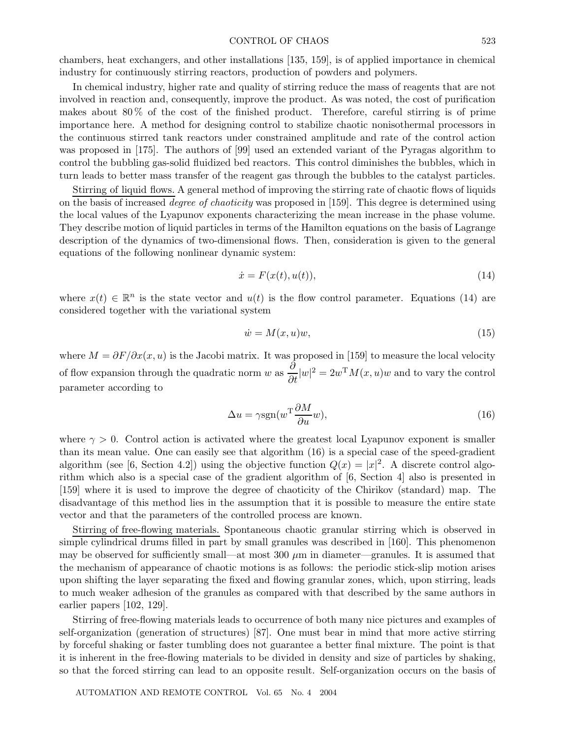chambers, heat exchangers, and other installations [135, 159], is of applied importance in chemical industry for continuously stirring reactors, production of powders and polymers.

In chemical industry, higher rate and quality of stirring reduce the mass of reagents that are not involved in reaction and, consequently, improve the product. As was noted, the cost of purification makes about 80 % of the cost of the finished product. Therefore, careful stirring is of prime importance here. A method for designing control to stabilize chaotic nonisothermal processors in the continuous stirred tank reactors under constrained amplitude and rate of the control action was proposed in [175]. The authors of [99] used an extended variant of the Pyragas algorithm to control the bubbling gas-solid fluidized bed reactors. This control diminishes the bubbles, which in turn leads to better mass transfer of the reagent gas through the bubbles to the catalyst particles.

Stirring of liquid flows. A general method of improving the stirring rate of chaotic flows of liquids on the basis of increased *degree of chaoticity* was proposed in [159]. This degree is determined using the local values of the Lyapunov exponents characterizing the mean increase in the phase volume. They describe motion of liquid particles in terms of the Hamilton equations on the basis of Lagrange description of the dynamics of two-dimensional flows. Then, consideration is given to the general equations of the following nonlinear dynamic system:

$$\dot{x} = F(x(t), u(t)), \tag{14}$$

where $x(t) \in \mathbb{R}^n$ is the state vector and $u(t)$ is the flow control parameter. Equations (14) are considered together with the variational system

$$\dot{w} = M(x, u)w, \tag{15}$$

where $M = \partial F/\partial x(x, u)$ is the Jacobi matrix. It was proposed in [159] to measure the local velocity of flow expansion through the quadratic norm $w$ as $\dfrac{\partial}{\partial t}|w|^2 = 2w^{\mathrm{T}}M(x, u)w$ and to vary the control parameter according to

$$\Delta u = \gamma \operatorname{sgn}\left(w^{\mathrm{T}}\frac{\partial M}{\partial u}w\right), \tag{16}$$

where $\gamma > 0$. Control action is activated where the greatest local Lyapunov exponent is smaller than its mean value. One can easily see that algorithm (16) is a special case of the speed-gradient algorithm (see [6, Section 4.2]) using the objective function $Q(x) = |x|^2$. A discrete control algorithm which also is a special case of the gradient algorithm of [6, Section 4] also is presented in [159] where it is used to improve the degree of chaoticity of the Chirikov (standard) map. The disadvantage of this method lies in the assumption that it is possible to measure the entire state vector and that the parameters of the controlled process are known.

Stirring of free-flowing materials. Spontaneous chaotic granular stirring which is observed in simple cylindrical drums filled in part by small granules was described in [160]. This phenomenon may be observed for sufficiently small—at most 300 $\mu$m in diameter—granules. It is assumed that the mechanism of appearance of chaotic motions is as follows: the periodic stick-slip motion arises upon shifting the layer separating the fixed and flowing granular zones, which, upon stirring, leads to much weaker adhesion of the granules as compared with that described by the same authors in earlier papers [102, 129].

Stirring of free-flowing materials leads to occurrence of both many nice pictures and examples of self-organization (generation of structures) [87]. One must bear in mind that more active stirring by forceful shaking or faster tumbling does not guarantee a better final mixture. The point is that it is inherent in the free-flowing materials to be divided in density and size of particles by shaking, so that the forced stirring can lead to an opposite result. Self-organization occurs on the basis of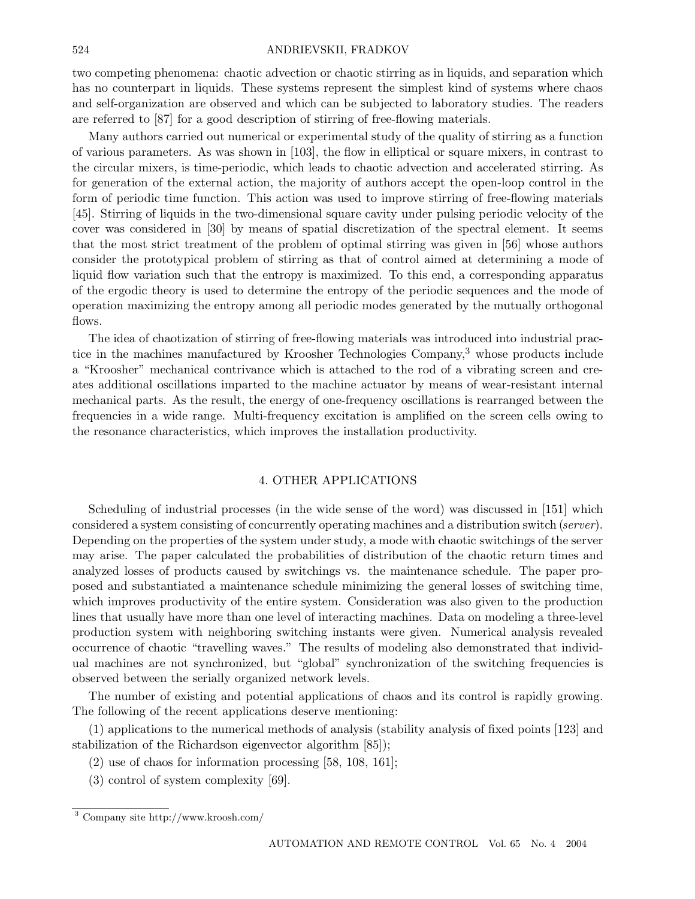two competing phenomena: chaotic advection or chaotic stirring as in liquids, and separation which has no counterpart in liquids. These systems represent the simplest kind of systems where chaos and self-organization are observed and which can be subjected to laboratory studies. The readers are referred to [87] for a good description of stirring of free-flowing materials.

Many authors carried out numerical or experimental study of the quality of stirring as a function of various parameters. As was shown in [103], the flow in elliptical or square mixers, in contrast to the circular mixers, is time-periodic, which leads to chaotic advection and accelerated stirring. As for generation of the external action, the majority of authors accept the open-loop control in the form of periodic time function. This action was used to improve stirring of free-flowing materials [45]. Stirring of liquids in the two-dimensional square cavity under pulsing periodic velocity of the cover was considered in [30] by means of spatial discretization of the spectral element. It seems that the most strict treatment of the problem of optimal stirring was given in [56] whose authors consider the prototypical problem of stirring as that of control aimed at determining a mode of liquid flow variation such that the entropy is maximized. To this end, a corresponding apparatus of the ergodic theory is used to determine the entropy of the periodic sequences and the mode of operation maximizing the entropy among all periodic modes generated by the mutually orthogonal flows.

The idea of chaotization of stirring of free-flowing materials was introduced into industrial practice in the machines manufactured by Kroosher Technologies Company,[3] whose products include a "Kroosher" mechanical contrivance which is attached to the rod of a vibrating screen and creates additional oscillations imparted to the machine actuator by means of wear-resistant internal mechanical parts. As the result, the energy of one-frequency oscillations is rearranged between the frequencies in a wide range. Multi-frequency excitation is amplified on the screen cells owing to the resonance characteristics, which improves the installation productivity.

## 4. OTHER APPLICATIONS

Scheduling of industrial processes (in the wide sense of the word) was discussed in [151] which considered a system consisting of concurrently operating machines and a distribution switch (*server*). Depending on the properties of the system under study, a mode with chaotic switchings of the server may arise. The paper calculated the probabilities of distribution of the chaotic return times and analyzed losses of products caused by switchings vs. the maintenance schedule. The paper proposed and substantiated a maintenance schedule minimizing the general losses of switching time, which improves productivity of the entire system. Consideration was also given to the production lines that usually have more than one level of interacting machines. Data on modeling a three-level production system with neighboring switching instants were given. Numerical analysis revealed occurrence of chaotic "travelling waves." The results of modeling also demonstrated that individual machines are not synchronized, but "global" synchronization of the switching frequencies is observed between the serially organized network levels.

The number of existing and potential applications of chaos and its control is rapidly growing. The following of the recent applications deserve mentioning:

(1) applications to the numerical methods of analysis (stability analysis of fixed points [123] and stabilization of the Richardson eigenvector algorithm [85]);

(2) use of chaos for information processing [58, 108, 161];

(3) control of system complexity [69].

---

[3] Company site http://www.kroosh.com/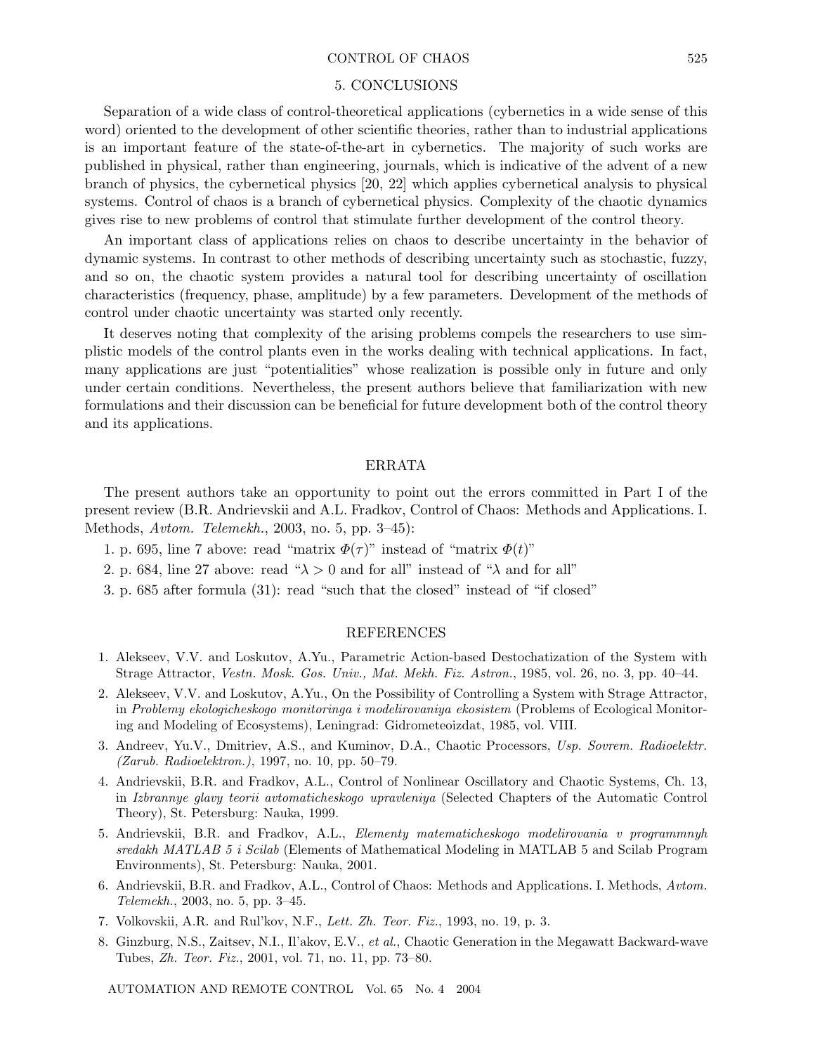## 5. CONCLUSIONS

Separation of a wide class of control-theoretical applications (cybernetics in a wide sense of this word) oriented to the development of other scientific theories, rather than to industrial applications is an important feature of the state-of-the-art in cybernetics. The majority of such works are published in physical, rather than engineering, journals, which is indicative of the advent of a new branch of physics, the cybernetical physics [20, 22] which applies cybernetical analysis to physical systems. Control of chaos is a branch of cybernetical physics. Complexity of the chaotic dynamics gives rise to new problems of control that stimulate further development of the control theory.

An important class of applications relies on chaos to describe uncertainty in the behavior of dynamic systems. In contrast to other methods of describing uncertainty such as stochastic, fuzzy, and so on, the chaotic system provides a natural tool for describing uncertainty of oscillation characteristics (frequency, phase, amplitude) by a few parameters. Development of the methods of control under chaotic uncertainty was started only recently.

It deserves noting that complexity of the arising problems compels the researchers to use simplistic models of the control plants even in the works dealing with technical applications. In fact, many applications are just "potentialities" whose realization is possible only in future and only under certain conditions. Nevertheless, the present authors believe that familiarization with new formulations and their discussion can be beneficial for future development both of the control theory and its applications.

## ERRATA

The present authors take an opportunity to point out the errors committed in Part I of the present review (B.R. Andrievskii and A.L. Fradkov, Control of Chaos: Methods and Applications. I. Methods, *Avtom. Telemekh.*, 2003, no. 5, pp. 3–45):

1. p. 695, line 7 above: read "matrix $\Phi(\tau)$" instead of "matrix $\Phi(t)$"
2. p. 684, line 27 above: read "$\lambda > 0$ and for all" instead of "$\lambda$ and for all"
3. p. 685 after formula (31): read "such that the closed" instead of "if closed"

## REFERENCES

1. Alekseev, V.V. and Loskutov, A.Yu., Parametric Action-based Destochatization of the System with Strage Attractor, *Vestn. Mosk. Gos. Univ., Mat. Mekh. Fiz. Astron.*, 1985, vol. 26, no. 3, pp. 40–44.
2. Alekseev, V.V. and Loskutov, A.Yu., On the Possibility of Controlling a System with Strage Attractor, in *Problemy ekologicheskogo monitoringa i modelirovaniya ekosistem* (Problems of Ecological Monitoring and Modeling of Ecosystems), Leningrad: Gidrometeoizdat, 1985, vol. VIII.
3. Andreev, Yu.V., Dmitriev, A.S., and Kuminov, D.A., Chaotic Processors, *Usp. Sovrem. Radioelektr. (Zarub. Radioelektron.)*, 1997, no. 10, pp. 50–79.
4. Andrievskii, B.R. and Fradkov, A.L., Control of Nonlinear Oscillatory and Chaotic Systems, Ch. 13, in *Izbrannye glavy teorii avtomaticheskogo upravleniya* (Selected Chapters of the Automatic Control Theory), St. Petersburg: Nauka, 1999.
5. Andrievskii, B.R. and Fradkov, A.L., *Elementy matematicheskogo modelirovania v programmnyh sredakh MATLAB 5 i Scilab* (Elements of Mathematical Modeling in MATLAB 5 and Scilab Program Environments), St. Petersburg: Nauka, 2001.
6. Andrievskii, B.R. and Fradkov, A.L., Control of Chaos: Methods and Applications. I. Methods, *Avtom. Telemekh.*, 2003, no. 5, pp. 3–45.
7. Volkovskii, A.R. and Rul'kov, N.F., *Lett. Zh. Teor. Fiz.*, 1993, no. 19, p. 3.
8. Ginzburg, N.S., Zaitsev, N.I., Il'akov, E.V., *et al.*, Chaotic Generation in the Megawatt Backward-wave Tubes, *Zh. Teor. Fiz.*, 2001, vol. 71, no. 11, pp. 73–80.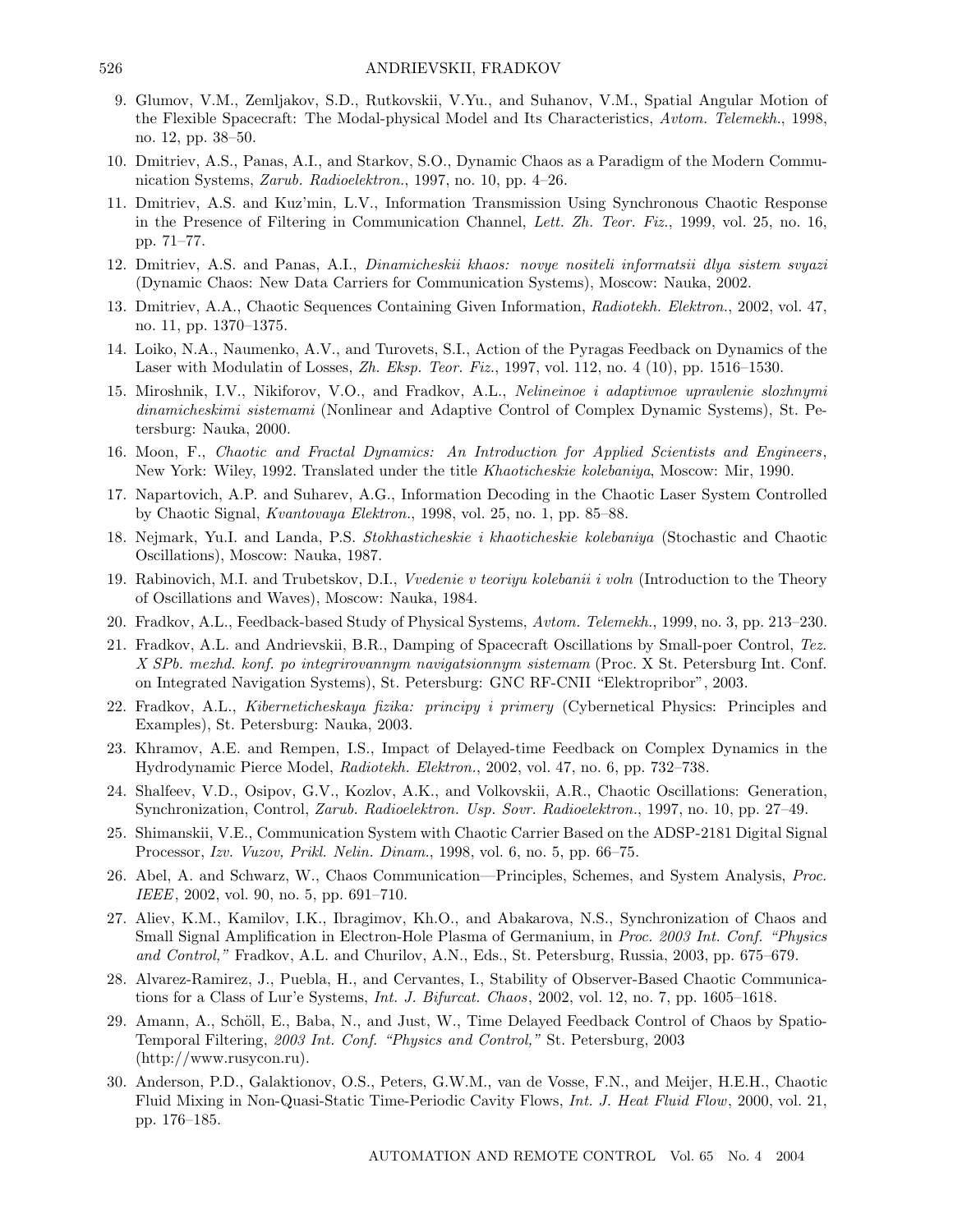9. Glumov, V.M., Zemljakov, S.D., Rutkovskii, V.Yu., and Suhanov, V.M., Spatial Angular Motion of the Flexible Spacecraft: The Modal-physical Model and Its Characteristics, *Avtom. Telemekh.*, 1998, no. 12, pp. 38–50.

10. Dmitriev, A.S., Panas, A.I., and Starkov, S.O., Dynamic Chaos as a Paradigm of the Modern Communication Systems, *Zarub. Radioelektron.*, 1997, no. 10, pp. 4–26.

11. Dmitriev, A.S. and Kuz'min, L.V., Information Transmission Using Synchronous Chaotic Response in the Presence of Filtering in Communication Channel, *Lett. Zh. Teor. Fiz.*, 1999, vol. 25, no. 16, pp. 71–77.

12. Dmitriev, A.S. and Panas, A.I., *Dinamicheskii khaos: novye nositeli informatsii dlya sistem svyazi* (Dynamic Chaos: New Data Carriers for Communication Systems), Moscow: Nauka, 2002.

13. Dmitriev, A.A., Chaotic Sequences Containing Given Information, *Radiotekh. Elektron.*, 2002, vol. 47, no. 11, pp. 1370–1375.

14. Loiko, N.A., Naumenko, A.V., and Turovets, S.I., Action of the Pyragas Feedback on Dynamics of the Laser with Modulatin of Losses, *Zh. Eksp. Teor. Fiz.*, 1997, vol. 112, no. 4 (10), pp. 1516–1530.

15. Miroshnik, I.V., Nikiforov, V.O., and Fradkov, A.L., *Nelineinoe i adaptivnoe upravlenie slozhnymi dinamicheskimi sistemami* (Nonlinear and Adaptive Control of Complex Dynamic Systems), St. Petersburg: Nauka, 2000.

16. Moon, F., *Chaotic and Fractal Dynamics: An Introduction for Applied Scientists and Engineers*, New York: Wiley, 1992. Translated under the title *Khaoticheskie kolebaniya*, Moscow: Mir, 1990.

17. Napartovich, A.P. and Suharev, A.G., Information Decoding in the Chaotic Laser System Controlled by Chaotic Signal, *Kvantovaya Elektron.*, 1998, vol. 25, no. 1, pp. 85–88.

18. Nejmark, Yu.I. and Landa, P.S. *Stokhasticheskie i khaoticheskie kolebaniya* (Stochastic and Chaotic Oscillations), Moscow: Nauka, 1987.

19. Rabinovich, M.I. and Trubetskov, D.I., *Vvedenie v teoriyu kolebanii i voln* (Introduction to the Theory of Oscillations and Waves), Moscow: Nauka, 1984.

20. Fradkov, A.L., Feedback-based Study of Physical Systems, *Avtom. Telemekh.*, 1999, no. 3, pp. 213–230.

21. Fradkov, A.L. and Andrievskii, B.R., Damping of Spacecraft Oscillations by Small-poer Control, *Tez. X SPb. mezhd. konf. po integrirovannym navigatsionnym sistemam* (Proc. X St. Petersburg Int. Conf. on Integrated Navigation Systems), St. Petersburg: GNC RF-CNII "Elektropribor", 2003.

22. Fradkov, A.L., *Kiberneticheskaya fizika: principy i primery* (Cybernetical Physics: Principles and Examples), St. Petersburg: Nauka, 2003.

23. Khramov, A.E. and Rempen, I.S., Impact of Delayed-time Feedback on Complex Dynamics in the Hydrodynamic Pierce Model, *Radiotekh. Elektron.*, 2002, vol. 47, no. 6, pp. 732–738.

24. Shalfeev, V.D., Osipov, G.V., Kozlov, A.K., and Volkovskii, A.R., Chaotic Oscillations: Generation, Synchronization, Control, *Zarub. Radioelektron. Usp. Sovr. Radioelektron.*, 1997, no. 10, pp. 27–49.

25. Shimanskii, V.E., Communication System with Chaotic Carrier Based on the ADSP-2181 Digital Signal Processor, *Izv. Vuzov, Prikl. Nelin. Dinam.*, 1998, vol. 6, no. 5, pp. 66–75.

26. Abel, A. and Schwarz, W., Chaos Communication—Principles, Schemes, and System Analysis, *Proc. IEEE*, 2002, vol. 90, no. 5, pp. 691–710.

27. Aliev, K.M., Kamilov, I.K., Ibragimov, Kh.O., and Abakarova, N.S., Synchronization of Chaos and Small Signal Amplification in Electron-Hole Plasma of Germanium, in *Proc. 2003 Int. Conf. "Physics and Control,"* Fradkov, A.L. and Churilov, A.N., Eds., St. Petersburg, Russia, 2003, pp. 675–679.

28. Alvarez-Ramirez, J., Puebla, H., and Cervantes, I., Stability of Observer-Based Chaotic Communications for a Class of Lur'e Systems, *Int. J. Bifurcat. Chaos*, 2002, vol. 12, no. 7, pp. 1605–1618.

29. Amann, A., Schöll, E., Baba, N., and Just, W., Time Delayed Feedback Control of Chaos by Spatio-Temporal Filtering, *2003 Int. Conf. "Physics and Control,"* St. Petersburg, 2003 (http://www.rusycon.ru).

30. Anderson, P.D., Galaktionov, O.S., Peters, G.W.M., van de Vosse, F.N., and Meijer, H.E.H., Chaotic Fluid Mixing in Non-Quasi-Static Time-Periodic Cavity Flows, *Int. J. Heat Fluid Flow*, 2000, vol. 21, pp. 176–185.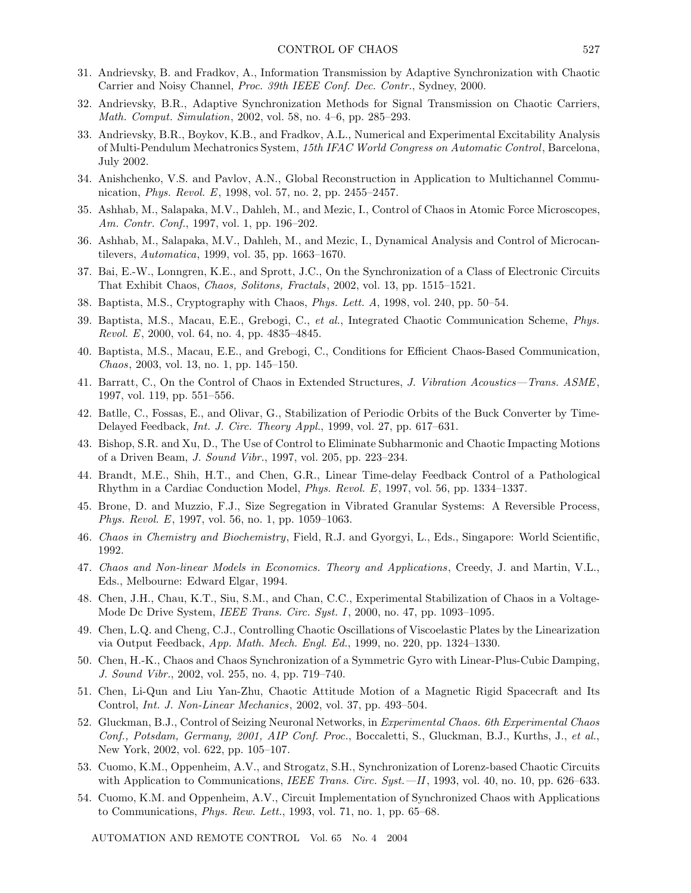31. Andrievsky, B. and Fradkov, A., Information Transmission by Adaptive Synchronization with Chaotic Carrier and Noisy Channel, *Proc. 39th IEEE Conf. Dec. Contr.*, Sydney, 2000.

32. Andrievsky, B.R., Adaptive Synchronization Methods for Signal Transmission on Chaotic Carriers, *Math. Comput. Simulation*, 2002, vol. 58, no. 4–6, pp. 285–293.

33. Andrievsky, B.R., Boykov, K.B., and Fradkov, A.L., Numerical and Experimental Excitability Analysis of Multi-Pendulum Mechatronics System, *15th IFAC World Congress on Automatic Control*, Barcelona, July 2002.

34. Anishchenko, V.S. and Pavlov, A.N., Global Reconstruction in Application to Multichannel Communication, *Phys. Revol. E*, 1998, vol. 57, no. 2, pp. 2455–2457.

35. Ashhab, M., Salapaka, M.V., Dahleh, M., and Mezic, I., Control of Chaos in Atomic Force Microscopes, *Am. Contr. Conf.*, 1997, vol. 1, pp. 196–202.

36. Ashhab, M., Salapaka, M.V., Dahleh, M., and Mezic, I., Dynamical Analysis and Control of Microcantilevers, *Automatica*, 1999, vol. 35, pp. 1663–1670.

37. Bai, E.-W., Lonngren, K.E., and Sprott, J.C., On the Synchronization of a Class of Electronic Circuits That Exhibit Chaos, *Chaos, Solitons, Fractals*, 2002, vol. 13, pp. 1515–1521.

38. Baptista, M.S., Cryptography with Chaos, *Phys. Lett. A*, 1998, vol. 240, pp. 50–54.

39. Baptista, M.S., Macau, E.E., Grebogi, C., *et al.*, Integrated Chaotic Communication Scheme, *Phys. Revol. E*, 2000, vol. 64, no. 4, pp. 4835–4845.

40. Baptista, M.S., Macau, E.E., and Grebogi, C., Conditions for Efficient Chaos-Based Communication, *Chaos*, 2003, vol. 13, no. 1, pp. 145–150.

41. Barratt, C., On the Control of Chaos in Extended Structures, *J. Vibration Acoustics—Trans. ASME*, 1997, vol. 119, pp. 551–556.

42. Batlle, C., Fossas, E., and Olivar, G., Stabilization of Periodic Orbits of the Buck Converter by Time-Delayed Feedback, *Int. J. Circ. Theory Appl.*, 1999, vol. 27, pp. 617–631.

43. Bishop, S.R. and Xu, D., The Use of Control to Eliminate Subharmonic and Chaotic Impacting Motions of a Driven Beam, *J. Sound Vibr.*, 1997, vol. 205, pp. 223–234.

44. Brandt, M.E., Shih, H.T., and Chen, G.R., Linear Time-delay Feedback Control of a Pathological Rhythm in a Cardiac Conduction Model, *Phys. Revol. E*, 1997, vol. 56, pp. 1334–1337.

45. Brone, D. and Muzzio, F.J., Size Segregation in Vibrated Granular Systems: A Reversible Process, *Phys. Revol. E*, 1997, vol. 56, no. 1, pp. 1059–1063.

46. *Chaos in Chemistry and Biochemistry*, Field, R.J. and Gyorgyi, L., Eds., Singapore: World Scientific, 1992.

47. *Chaos and Non-linear Models in Economics. Theory and Applications*, Creedy, J. and Martin, V.L., Eds., Melbourne: Edward Elgar, 1994.

48. Chen, J.H., Chau, K.T., Siu, S.M., and Chan, C.C., Experimental Stabilization of Chaos in a Voltage-Mode Dc Drive System, *IEEE Trans. Circ. Syst. I*, 2000, no. 47, pp. 1093–1095.

49. Chen, L.Q. and Cheng, C.J., Controlling Chaotic Oscillations of Viscoelastic Plates by the Linearization via Output Feedback, *App. Math. Mech. Engl. Ed.*, 1999, no. 220, pp. 1324–1330.

50. Chen, H.-K., Chaos and Chaos Synchronization of a Symmetric Gyro with Linear-Plus-Cubic Damping, *J. Sound Vibr.*, 2002, vol. 255, no. 4, pp. 719–740.

51. Chen, Li-Qun and Liu Yan-Zhu, Chaotic Attitude Motion of a Magnetic Rigid Spacecraft and Its Control, *Int. J. Non-Linear Mechanics*, 2002, vol. 37, pp. 493–504.

52. Gluckman, B.J., Control of Seizing Neuronal Networks, in *Experimental Chaos. 6th Experimental Chaos Conf., Potsdam, Germany, 2001, AIP Conf. Proc.*, Boccaletti, S., Gluckman, B.J., Kurths, J., *et al.*, New York, 2002, vol. 622, pp. 105–107.

53. Cuomo, K.M., Oppenheim, A.V., and Strogatz, S.H., Synchronization of Lorenz-based Chaotic Circuits with Application to Communications, *IEEE Trans. Circ. Syst.—II*, 1993, vol. 40, no. 10, pp. 626–633.

54. Cuomo, K.M. and Oppenheim, A.V., Circuit Implementation of Synchronized Chaos with Applications to Communications, *Phys. Rew. Lett.*, 1993, vol. 71, no. 1, pp. 65–68.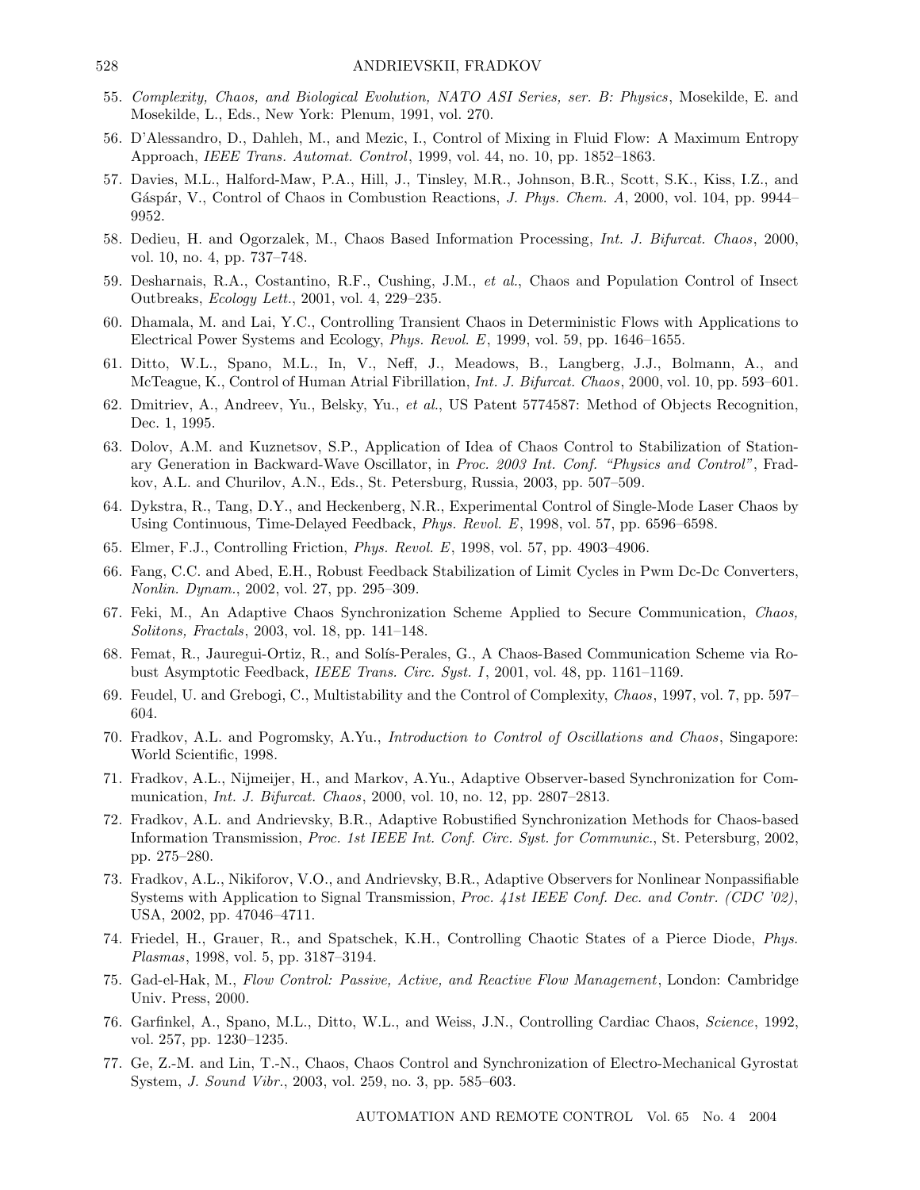55. *Complexity, Chaos, and Biological Evolution, NATO ASI Series, ser. B: Physics*, Mosekilde, E. and Mosekilde, L., Eds., New York: Plenum, 1991, vol. 270.

56. D'Alessandro, D., Dahleh, M., and Mezic, I., Control of Mixing in Fluid Flow: A Maximum Entropy Approach, *IEEE Trans. Automat. Control*, 1999, vol. 44, no. 10, pp. 1852–1863.

57. Davies, M.L., Halford-Maw, P.A., Hill, J., Tinsley, M.R., Johnson, B.R., Scott, S.K., Kiss, I.Z., and Gáspár, V., Control of Chaos in Combustion Reactions, *J. Phys. Chem. A*, 2000, vol. 104, pp. 9944–9952.

58. Dedieu, H. and Ogorzalek, M., Chaos Based Information Processing, *Int. J. Bifurcat. Chaos*, 2000, vol. 10, no. 4, pp. 737–748.

59. Desharnais, R.A., Costantino, R.F., Cushing, J.M., *et al.*, Chaos and Population Control of Insect Outbreaks, *Ecology Lett.*, 2001, vol. 4, 229–235.

60. Dhamala, M. and Lai, Y.C., Controlling Transient Chaos in Deterministic Flows with Applications to Electrical Power Systems and Ecology, *Phys. Revol. E*, 1999, vol. 59, pp. 1646–1655.

61. Ditto, W.L., Spano, M.L., In, V., Neff, J., Meadows, B., Langberg, J.J., Bolmann, A., and McTeague, K., Control of Human Atrial Fibrillation, *Int. J. Bifurcat. Chaos*, 2000, vol. 10, pp. 593–601.

62. Dmitriev, A., Andreev, Yu., Belsky, Yu., *et al.*, US Patent 5774587: Method of Objects Recognition, Dec. 1, 1995.

63. Dolov, A.M. and Kuznetsov, S.P., Application of Idea of Chaos Control to Stabilization of Stationary Generation in Backward-Wave Oscillator, in *Proc. 2003 Int. Conf. "Physics and Control"*, Fradkov, A.L. and Churilov, A.N., Eds., St. Petersburg, Russia, 2003, pp. 507–509.

64. Dykstra, R., Tang, D.Y., and Heckenberg, N.R., Experimental Control of Single-Mode Laser Chaos by Using Continuous, Time-Delayed Feedback, *Phys. Revol. E*, 1998, vol. 57, pp. 6596–6598.

65. Elmer, F.J., Controlling Friction, *Phys. Revol. E*, 1998, vol. 57, pp. 4903–4906.

66. Fang, C.C. and Abed, E.H., Robust Feedback Stabilization of Limit Cycles in Pwm Dc-Dc Converters, *Nonlin. Dynam.*, 2002, vol. 27, pp. 295–309.

67. Feki, M., An Adaptive Chaos Synchronization Scheme Applied to Secure Communication, *Chaos, Solitons, Fractals*, 2003, vol. 18, pp. 141–148.

68. Femat, R., Jauregui-Ortiz, R., and Solís-Perales, G., A Chaos-Based Communication Scheme via Robust Asymptotic Feedback, *IEEE Trans. Circ. Syst. I*, 2001, vol. 48, pp. 1161–1169.

69. Feudel, U. and Grebogi, C., Multistability and the Control of Complexity, *Chaos*, 1997, vol. 7, pp. 597–604.

70. Fradkov, A.L. and Pogromsky, A.Yu., *Introduction to Control of Oscillations and Chaos*, Singapore: World Scientific, 1998.

71. Fradkov, A.L., Nijmeijer, H., and Markov, A.Yu., Adaptive Observer-based Synchronization for Communication, *Int. J. Bifurcat. Chaos*, 2000, vol. 10, no. 12, pp. 2807–2813.

72. Fradkov, A.L. and Andrievsky, B.R., Adaptive Robustified Synchronization Methods for Chaos-based Information Transmission, *Proc. 1st IEEE Int. Conf. Circ. Syst. for Communic.*, St. Petersburg, 2002, pp. 275–280.

73. Fradkov, A.L., Nikiforov, V.O., and Andrievsky, B.R., Adaptive Observers for Nonlinear Nonpassifiable Systems with Application to Signal Transmission, *Proc. 41st IEEE Conf. Dec. and Contr. (CDC '02)*, USA, 2002, pp. 47046–4711.

74. Friedel, H., Grauer, R., and Spatschek, K.H., Controlling Chaotic States of a Pierce Diode, *Phys. Plasmas*, 1998, vol. 5, pp. 3187–3194.

75. Gad-el-Hak, M., *Flow Control: Passive, Active, and Reactive Flow Management*, London: Cambridge Univ. Press, 2000.

76. Garfinkel, A., Spano, M.L., Ditto, W.L., and Weiss, J.N., Controlling Cardiac Chaos, *Science*, 1992, vol. 257, pp. 1230–1235.

77. Ge, Z.-M. and Lin, T.-N., Chaos, Chaos Control and Synchronization of Electro-Mechanical Gyrostat System, *J. Sound Vibr.*, 2003, vol. 259, no. 3, pp. 585–603.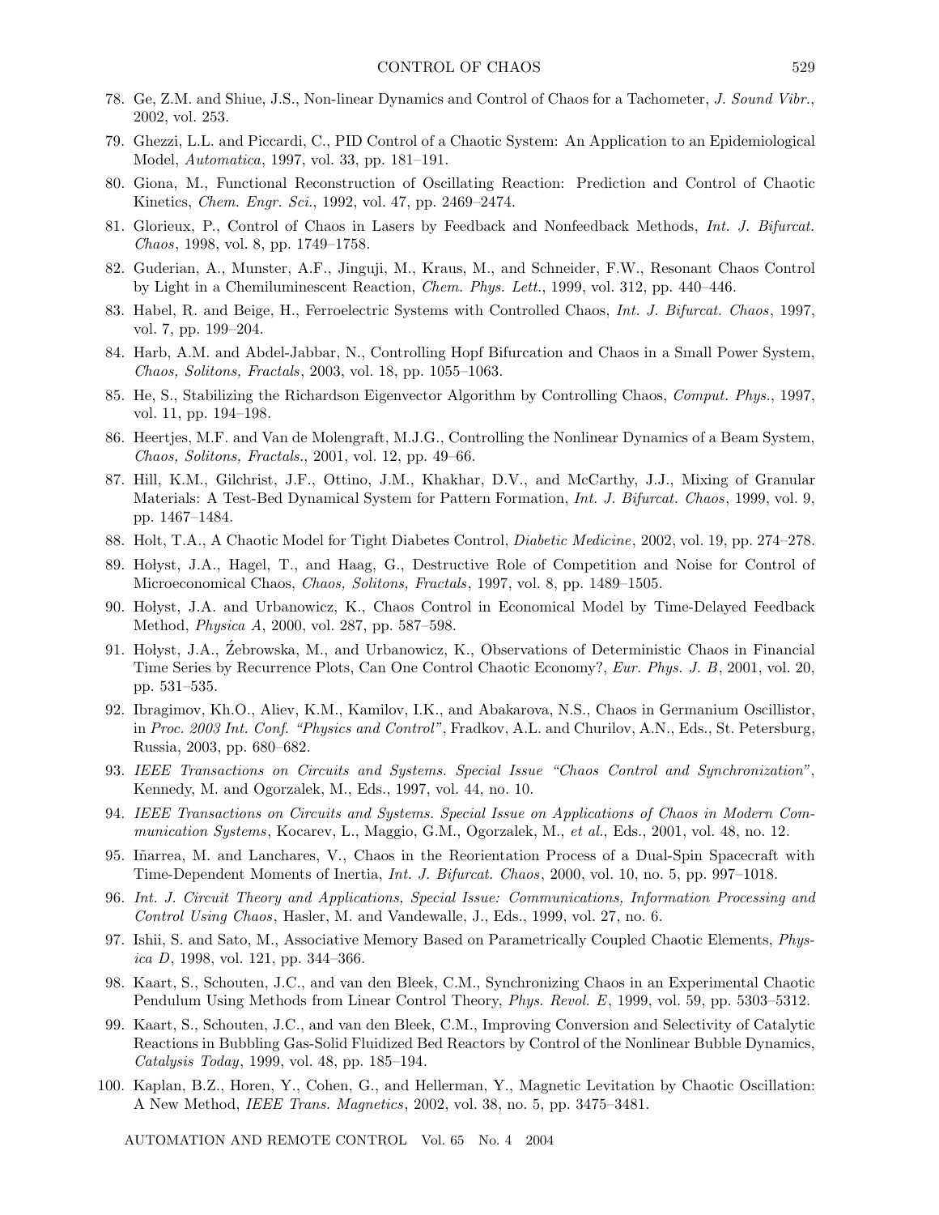78. Ge, Z.M. and Shiue, J.S., Non-linear Dynamics and Control of Chaos for a Tachometer, *J. Sound Vibr.*, 2002, vol. 253.

79. Ghezzi, L.L. and Piccardi, C., PID Control of a Chaotic System: An Application to an Epidemiological Model, *Automatica*, 1997, vol. 33, pp. 181–191.

80. Giona, M., Functional Reconstruction of Oscillating Reaction: Prediction and Control of Chaotic Kinetics, *Chem. Engr. Sci.*, 1992, vol. 47, pp. 2469–2474.

81. Glorieux, P., Control of Chaos in Lasers by Feedback and Nonfeedback Methods, *Int. J. Bifurcat. Chaos*, 1998, vol. 8, pp. 1749–1758.

82. Guderian, A., Munster, A.F., Jinguji, M., Kraus, M., and Schneider, F.W., Resonant Chaos Control by Light in a Chemiluminescent Reaction, *Chem. Phys. Lett.*, 1999, vol. 312, pp. 440–446.

83. Habel, R. and Beige, H., Ferroelectric Systems with Controlled Chaos, *Int. J. Bifurcat. Chaos*, 1997, vol. 7, pp. 199–204.

84. Harb, A.M. and Abdel-Jabbar, N., Controlling Hopf Bifurcation and Chaos in a Small Power System, *Chaos, Solitons, Fractals*, 2003, vol. 18, pp. 1055–1063.

85. He, S., Stabilizing the Richardson Eigenvector Algorithm by Controlling Chaos, *Comput. Phys.*, 1997, vol. 11, pp. 194–198.

86. Heertjes, M.F. and Van de Molengraft, M.J.G., Controlling the Nonlinear Dynamics of a Beam System, *Chaos, Solitons, Fractals.*, 2001, vol. 12, pp. 49–66.

87. Hill, K.M., Gilchrist, J.F., Ottino, J.M., Khakhar, D.V., and McCarthy, J.J., Mixing of Granular Materials: A Test-Bed Dynamical System for Pattern Formation, *Int. J. Bifurcat. Chaos*, 1999, vol. 9, pp. 1467–1484.

88. Holt, T.A., A Chaotic Model for Tight Diabetes Control, *Diabetic Medicine*, 2002, vol. 19, pp. 274–278.

89. Hołyst, J.A., Hagel, T., and Haag, G., Destructive Role of Competition and Noise for Control of Microeconomical Chaos, *Chaos, Solitons, Fractals*, 1997, vol. 8, pp. 1489–1505.

90. Hołyst, J.A. and Urbanowicz, K., Chaos Control in Economical Model by Time-Delayed Feedback Method, *Physica A*, 2000, vol. 287, pp. 587–598.

91. Hołyst, J.A., Źebrowska, M., and Urbanowicz, K., Observations of Deterministic Chaos in Financial Time Series by Recurrence Plots, Can One Control Chaotic Economy?, *Eur. Phys. J. B*, 2001, vol. 20, pp. 531–535.

92. Ibragimov, Kh.O., Aliev, K.M., Kamilov, I.K., and Abakarova, N.S., Chaos in Germanium Oscillistor, in *Proc. 2003 Int. Conf. "Physics and Control"*, Fradkov, A.L. and Churilov, A.N., Eds., St. Petersburg, Russia, 2003, pp. 680–682.

93. *IEEE Transactions on Circuits and Systems. Special Issue "Chaos Control and Synchronization"*, Kennedy, M. and Ogorzalek, M., Eds., 1997, vol. 44, no. 10.

94. *IEEE Transactions on Circuits and Systems. Special Issue on Applications of Chaos in Modern Communication Systems*, Kocarev, L., Maggio, G.M., Ogorzalek, M., *et al.*, Eds., 2001, vol. 48, no. 12.

95. Iñarrea, M. and Lanchares, V., Chaos in the Reorientation Process of a Dual-Spin Spacecraft with Time-Dependent Moments of Inertia, *Int. J. Bifurcat. Chaos*, 2000, vol. 10, no. 5, pp. 997–1018.

96. *Int. J. Circuit Theory and Applications, Special Issue: Communications, Information Processing and Control Using Chaos*, Hasler, M. and Vandewalle, J., Eds., 1999, vol. 27, no. 6.

97. Ishii, S. and Sato, M., Associative Memory Based on Parametrically Coupled Chaotic Elements, *Physica D*, 1998, vol. 121, pp. 344–366.

98. Kaart, S., Schouten, J.C., and van den Bleek, C.M., Synchronizing Chaos in an Experimental Chaotic Pendulum Using Methods from Linear Control Theory, *Phys. Revol. E*, 1999, vol. 59, pp. 5303–5312.

99. Kaart, S., Schouten, J.C., and van den Bleek, C.M., Improving Conversion and Selectivity of Catalytic Reactions in Bubbling Gas-Solid Fluidized Bed Reactors by Control of the Nonlinear Bubble Dynamics, *Catalysis Today*, 1999, vol. 48, pp. 185–194.

100. Kaplan, B.Z., Horen, Y., Cohen, G., and Hellerman, Y., Magnetic Levitation by Chaotic Oscillation: A New Method, *IEEE Trans. Magnetics*, 2002, vol. 38, no. 5, pp. 3475–3481.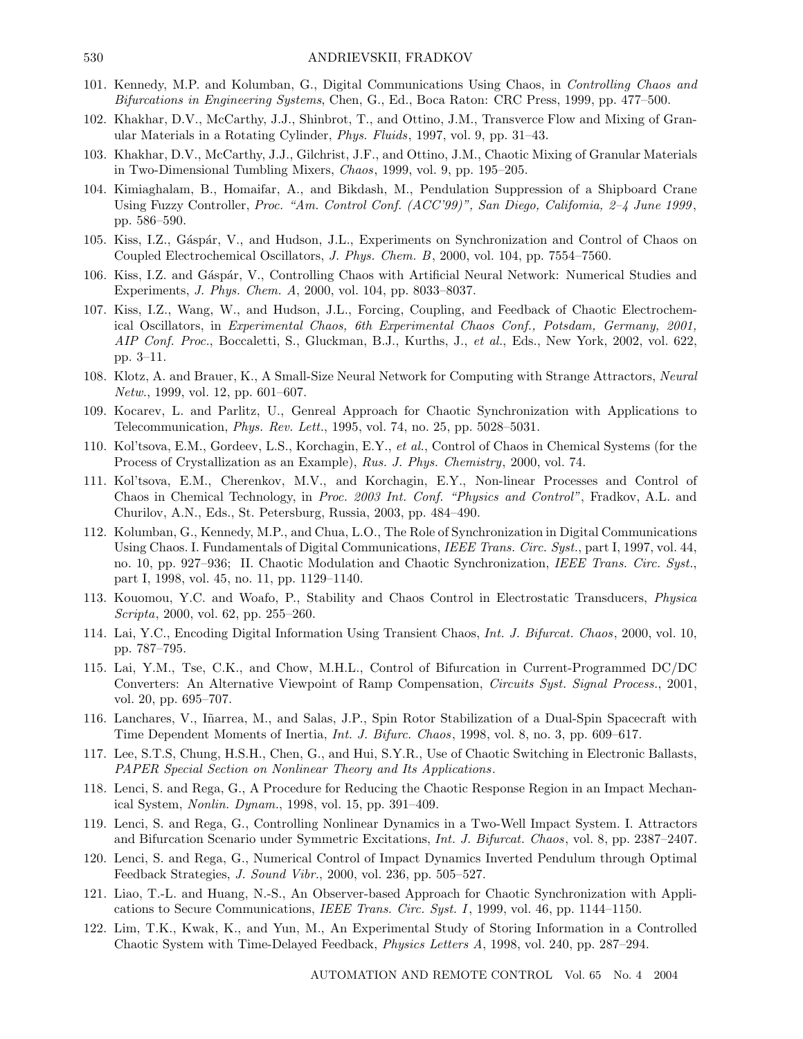101. Kennedy, M.P. and Kolumban, G., Digital Communications Using Chaos, in *Controlling Chaos and Bifurcations in Engineering Systems*, Chen, G., Ed., Boca Raton: CRC Press, 1999, pp. 477–500.
102. Khakhar, D.V., McCarthy, J.J., Shinbrot, T., and Ottino, J.M., Transverce Flow and Mixing of Granular Materials in a Rotating Cylinder, *Phys. Fluids*, 1997, vol. 9, pp. 31–43.
103. Khakhar, D.V., McCarthy, J.J., Gilchrist, J.F., and Ottino, J.M., Chaotic Mixing of Granular Materials in Two-Dimensional Tumbling Mixers, *Chaos*, 1999, vol. 9, pp. 195–205.
104. Kimiaghalam, B., Homaifar, A., and Bikdash, M., Pendulation Suppression of a Shipboard Crane Using Fuzzy Controller, *Proc. "Am. Control Conf. (ACC'99)", San Diego, Califomia, 2–4 June 1999*, pp. 586–590.
105. Kiss, I.Z., Gáspár, V., and Hudson, J.L., Experiments on Synchronization and Control of Chaos on Coupled Electrochemical Oscillators, *J. Phys. Chem. B*, 2000, vol. 104, pp. 7554–7560.
106. Kiss, I.Z. and Gáspár, V., Controlling Chaos with Artificial Neural Network: Numerical Studies and Experiments, *J. Phys. Chem. A*, 2000, vol. 104, pp. 8033–8037.
107. Kiss, I.Z., Wang, W., and Hudson, J.L., Forcing, Coupling, and Feedback of Chaotic Electrochemical Oscillators, in *Experimental Chaos, 6th Experimental Chaos Conf., Potsdam, Germany, 2001, AIP Conf. Proc.*, Boccaletti, S., Gluckman, B.J., Kurths, J., *et al.*, Eds., New York, 2002, vol. 622, pp. 3–11.
108. Klotz, A. and Brauer, K., A Small-Size Neural Network for Computing with Strange Attractors, *Neural Netw.*, 1999, vol. 12, pp. 601–607.
109. Kocarev, L. and Parlitz, U., Genreal Approach for Chaotic Synchronization with Applications to Telecommunication, *Phys. Rev. Lett.*, 1995, vol. 74, no. 25, pp. 5028–5031.
110. Kol'tsova, E.M., Gordeev, L.S., Korchagin, E.Y., *et al.*, Control of Chaos in Chemical Systems (for the Process of Crystallization as an Example), *Rus. J. Phys. Chemistry*, 2000, vol. 74.
111. Kol'tsova, E.M., Cherenkov, M.V., and Korchagin, E.Y., Non-linear Processes and Control of Chaos in Chemical Technology, in *Proc. 2003 Int. Conf. "Physics and Control"*, Fradkov, A.L. and Churilov, A.N., Eds., St. Petersburg, Russia, 2003, pp. 484–490.
112. Kolumban, G., Kennedy, M.P., and Chua, L.O., The Role of Synchronization in Digital Communications Using Chaos. I. Fundamentals of Digital Communications, *IEEE Trans. Circ. Syst.*, part I, 1997, vol. 44, no. 10, pp. 927–936; II. Chaotic Modulation and Chaotic Synchronization, *IEEE Trans. Circ. Syst.*, part I, 1998, vol. 45, no. 11, pp. 1129–1140.
113. Kouomou, Y.C. and Woafo, P., Stability and Chaos Control in Electrostatic Transducers, *Physica Scripta*, 2000, vol. 62, pp. 255–260.
114. Lai, Y.C., Encoding Digital Information Using Transient Chaos, *Int. J. Bifurcat. Chaos*, 2000, vol. 10, pp. 787–795.
115. Lai, Y.M., Tse, C.K., and Chow, M.H.L., Control of Bifurcation in Current-Programmed DC/DC Converters: An Alternative Viewpoint of Ramp Compensation, *Circuits Syst. Signal Process.*, 2001, vol. 20, pp. 695–707.
116. Lanchares, V., Iñarrea, M., and Salas, J.P., Spin Rotor Stabilization of a Dual-Spin Spacecraft with Time Dependent Moments of Inertia, *Int. J. Bifurc. Chaos*, 1998, vol. 8, no. 3, pp. 609–617.
117. Lee, S.T.S, Chung, H.S.H., Chen, G., and Hui, S.Y.R., Use of Chaotic Switching in Electronic Ballasts, *PAPER Special Section on Nonlinear Theory and Its Applications*.
118. Lenci, S. and Rega, G., A Procedure for Reducing the Chaotic Response Region in an Impact Mechanical System, *Nonlin. Dynam.*, 1998, vol. 15, pp. 391–409.
119. Lenci, S. and Rega, G., Controlling Nonlinear Dynamics in a Two-Well Impact System. I. Attractors and Bifurcation Scenario under Symmetric Excitations, *Int. J. Bifurcat. Chaos*, vol. 8, pp. 2387–2407.
120. Lenci, S. and Rega, G., Numerical Control of Impact Dynamics Inverted Pendulum through Optimal Feedback Strategies, *J. Sound Vibr.*, 2000, vol. 236, pp. 505–527.
121. Liao, T.-L. and Huang, N.-S., An Observer-based Approach for Chaotic Synchronization with Applications to Secure Communications, *IEEE Trans. Circ. Syst. I*, 1999, vol. 46, pp. 1144–1150.
122. Lim, T.K., Kwak, K., and Yun, M., An Experimental Study of Storing Information in a Controlled Chaotic System with Time-Delayed Feedback, *Physics Letters A*, 1998, vol. 240, pp. 287–294.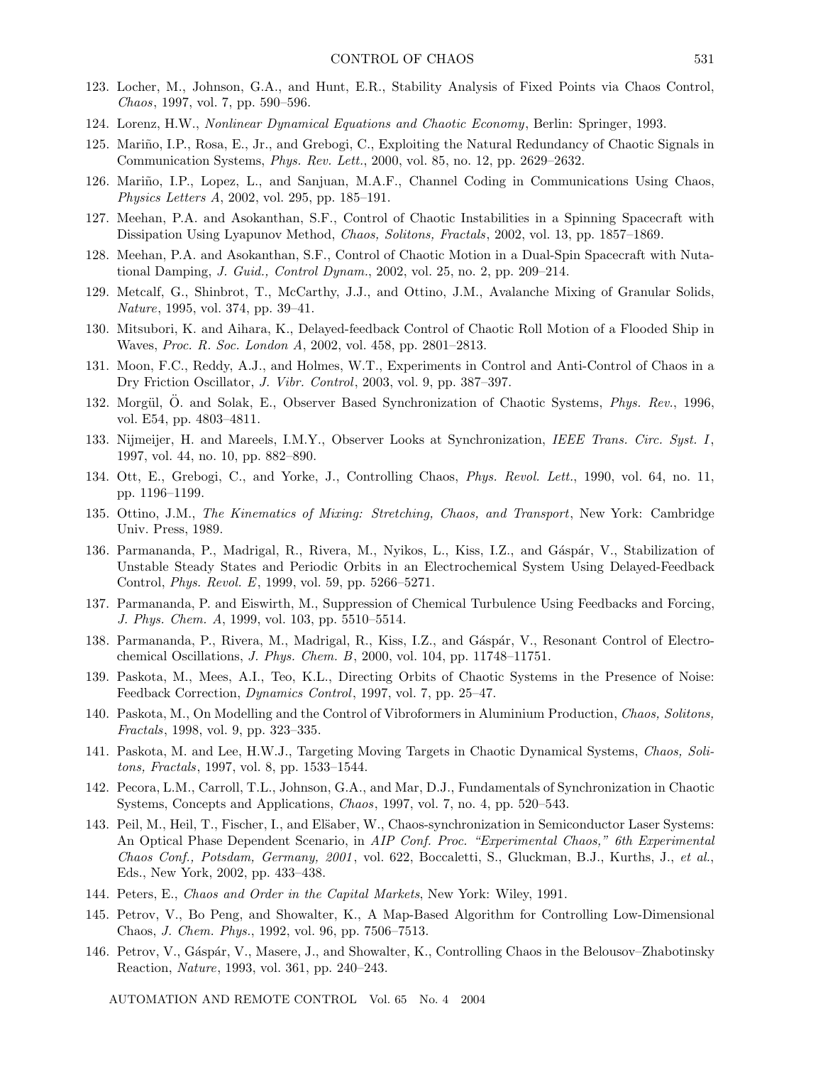123. Locher, M., Johnson, G.A., and Hunt, E.R., Stability Analysis of Fixed Points via Chaos Control, *Chaos*, 1997, vol. 7, pp. 590–596.

124. Lorenz, H.W., *Nonlinear Dynamical Equations and Chaotic Economy*, Berlin: Springer, 1993.

125. Mariño, I.P., Rosa, E., Jr., and Grebogi, C., Exploiting the Natural Redundancy of Chaotic Signals in Communication Systems, *Phys. Rev. Lett.*, 2000, vol. 85, no. 12, pp. 2629–2632.

126. Mariño, I.P., Lopez, L., and Sanjuan, M.A.F., Channel Coding in Communications Using Chaos, *Physics Letters A*, 2002, vol. 295, pp. 185–191.

127. Meehan, P.A. and Asokanthan, S.F., Control of Chaotic Instabilities in a Spinning Spacecraft with Dissipation Using Lyapunov Method, *Chaos, Solitons, Fractals*, 2002, vol. 13, pp. 1857–1869.

128. Meehan, P.A. and Asokanthan, S.F., Control of Chaotic Motion in a Dual-Spin Spacecraft with Nutational Damping, *J. Guid., Control Dynam.*, 2002, vol. 25, no. 2, pp. 209–214.

129. Metcalf, G., Shinbrot, T., McCarthy, J.J., and Ottino, J.M., Avalanche Mixing of Granular Solids, *Nature*, 1995, vol. 374, pp. 39–41.

130. Mitsubori, K. and Aihara, K., Delayed-feedback Control of Chaotic Roll Motion of a Flooded Ship in Waves, *Proc. R. Soc. London A*, 2002, vol. 458, pp. 2801–2813.

131. Moon, F.C., Reddy, A.J., and Holmes, W.T., Experiments in Control and Anti-Control of Chaos in a Dry Friction Oscillator, *J. Vibr. Control*, 2003, vol. 9, pp. 387–397.

132. Morgül, Ö. and Solak, E., Observer Based Synchronization of Chaotic Systems, *Phys. Rev.*, 1996, vol. E54, pp. 4803–4811.

133. Nijmeijer, H. and Mareels, I.M.Y., Observer Looks at Synchronization, *IEEE Trans. Circ. Syst. I*, 1997, vol. 44, no. 10, pp. 882–890.

134. Ott, E., Grebogi, C., and Yorke, J., Controlling Chaos, *Phys. Revol. Lett.*, 1990, vol. 64, no. 11, pp. 1196–1199.

135. Ottino, J.M., *The Kinematics of Mixing: Stretching, Chaos, and Transport*, New York: Cambridge Univ. Press, 1989.

136. Parmananda, P., Madrigal, R., Rivera, M., Nyikos, L., Kiss, I.Z., and Gáspár, V., Stabilization of Unstable Steady States and Periodic Orbits in an Electrochemical System Using Delayed-Feedback Control, *Phys. Revol. E*, 1999, vol. 59, pp. 5266–5271.

137. Parmananda, P. and Eiswirth, M., Suppression of Chemical Turbulence Using Feedbacks and Forcing, *J. Phys. Chem. A*, 1999, vol. 103, pp. 5510–5514.

138. Parmananda, P., Rivera, M., Madrigal, R., Kiss, I.Z., and Gáspár, V., Resonant Control of Electrochemical Oscillations, *J. Phys. Chem. B*, 2000, vol. 104, pp. 11748–11751.

139. Paskota, M., Mees, A.I., Teo, K.L., Directing Orbits of Chaotic Systems in the Presence of Noise: Feedback Correction, *Dynamics Control*, 1997, vol. 7, pp. 25–47.

140. Paskota, M., On Modelling and the Control of Vibroformers in Aluminium Production, *Chaos, Solitons, Fractals*, 1998, vol. 9, pp. 323–335.

141. Paskota, M. and Lee, H.W.J., Targeting Moving Targets in Chaotic Dynamical Systems, *Chaos, Solitons, Fractals*, 1997, vol. 8, pp. 1533–1544.

142. Pecora, L.M., Carroll, T.L., Johnson, G.A., and Mar, D.J., Fundamentals of Synchronization in Chaotic Systems, Concepts and Applications, *Chaos*, 1997, vol. 7, no. 4, pp. 520–543.

143. Peil, M., Heil, T., Fischer, I., and Elšaber, W., Chaos-synchronization in Semiconductor Laser Systems: An Optical Phase Dependent Scenario, in *AIP Conf. Proc. "Experimental Chaos," 6th Experimental Chaos Conf., Potsdam, Germany, 2001*, vol. 622, Boccaletti, S., Gluckman, B.J., Kurths, J., *et al.*, Eds., New York, 2002, pp. 433–438.

144. Peters, E., *Chaos and Order in the Capital Markets*, New York: Wiley, 1991.

145. Petrov, V., Bo Peng, and Showalter, K., A Map-Based Algorithm for Controlling Low-Dimensional Chaos, *J. Chem. Phys.*, 1992, vol. 96, pp. 7506–7513.

146. Petrov, V., Gáspár, V., Masere, J., and Showalter, K., Controlling Chaos in the Belousov–Zhabotinsky Reaction, *Nature*, 1993, vol. 361, pp. 240–243.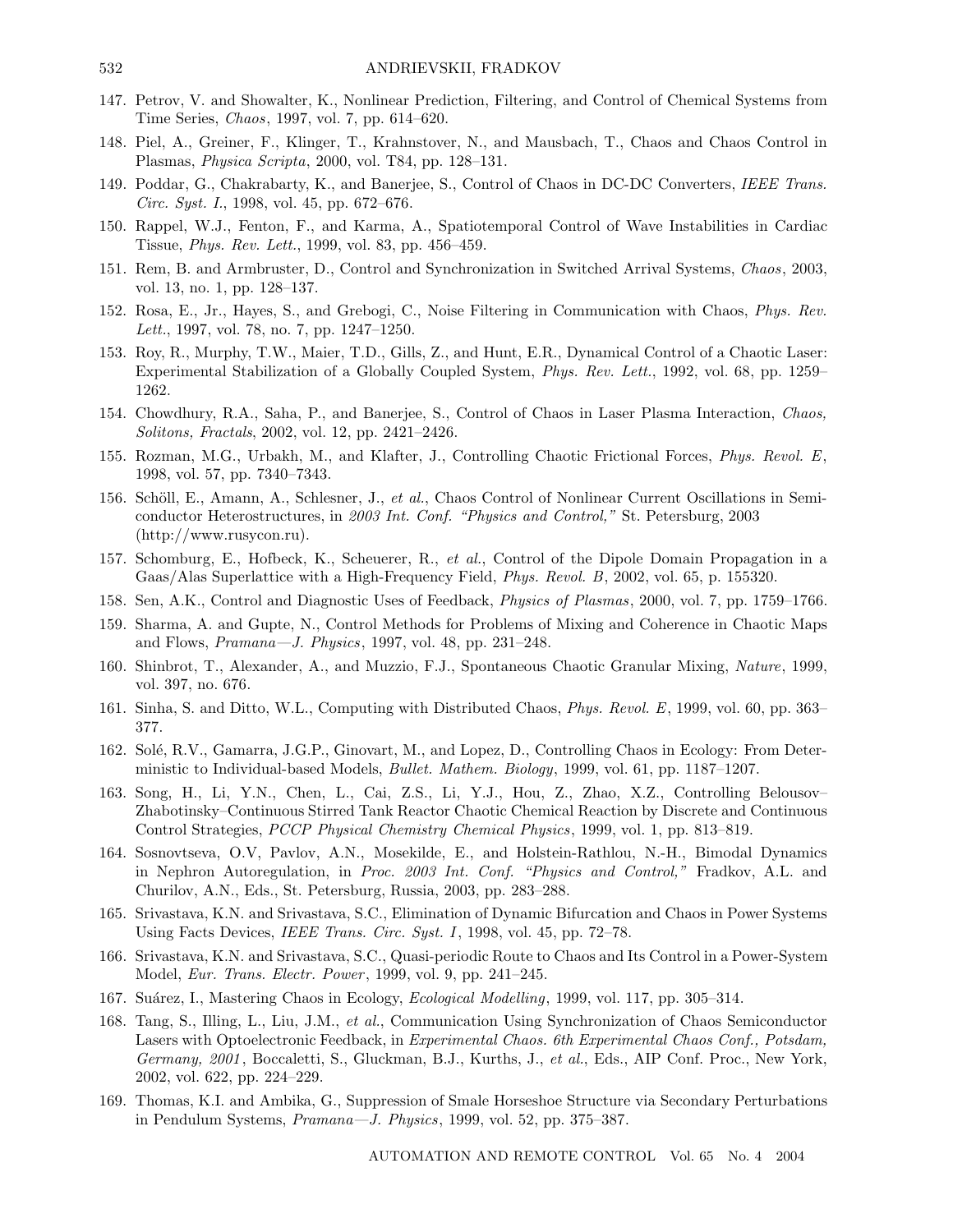147. Petrov, V. and Showalter, K., Nonlinear Prediction, Filtering, and Control of Chemical Systems from Time Series, *Chaos*, 1997, vol. 7, pp. 614–620.
148. Piel, A., Greiner, F., Klinger, T., Krahnstover, N., and Mausbach, T., Chaos and Chaos Control in Plasmas, *Physica Scripta*, 2000, vol. T84, pp. 128–131.
149. Poddar, G., Chakrabarty, K., and Banerjee, S., Control of Chaos in DC-DC Converters, *IEEE Trans. Circ. Syst. I.*, 1998, vol. 45, pp. 672–676.
150. Rappel, W.J., Fenton, F., and Karma, A., Spatiotemporal Control of Wave Instabilities in Cardiac Tissue, *Phys. Rev. Lett.*, 1999, vol. 83, pp. 456–459.
151. Rem, B. and Armbruster, D., Control and Synchronization in Switched Arrival Systems, *Chaos*, 2003, vol. 13, no. 1, pp. 128–137.
152. Rosa, E., Jr., Hayes, S., and Grebogi, C., Noise Filtering in Communication with Chaos, *Phys. Rev. Lett.*, 1997, vol. 78, no. 7, pp. 1247–1250.
153. Roy, R., Murphy, T.W., Maier, T.D., Gills, Z., and Hunt, E.R., Dynamical Control of a Chaotic Laser: Experimental Stabilization of a Globally Coupled System, *Phys. Rev. Lett.*, 1992, vol. 68, pp. 1259–1262.
154. Chowdhury, R.A., Saha, P., and Banerjee, S., Control of Chaos in Laser Plasma Interaction, *Chaos, Solitons, Fractals*, 2002, vol. 12, pp. 2421–2426.
155. Rozman, M.G., Urbakh, M., and Klafter, J., Controlling Chaotic Frictional Forces, *Phys. Revol. E*, 1998, vol. 57, pp. 7340–7343.
156. Schöll, E., Amann, A., Schlesner, J., *et al.*, Chaos Control of Nonlinear Current Oscillations in Semiconductor Heterostructures, in *2003 Int. Conf. "Physics and Control,"* St. Petersburg, 2003 (http://www.rusycon.ru).
157. Schomburg, E., Hofbeck, K., Scheuerer, R., *et al.*, Control of the Dipole Domain Propagation in a Gaas/Alas Superlattice with a High-Frequency Field, *Phys. Revol. B*, 2002, vol. 65, p. 155320.
158. Sen, A.K., Control and Diagnostic Uses of Feedback, *Physics of Plasmas*, 2000, vol. 7, pp. 1759–1766.
159. Sharma, A. and Gupte, N., Control Methods for Problems of Mixing and Coherence in Chaotic Maps and Flows, *Pramana—J. Physics*, 1997, vol. 48, pp. 231–248.
160. Shinbrot, T., Alexander, A., and Muzzio, F.J., Spontaneous Chaotic Granular Mixing, *Nature*, 1999, vol. 397, no. 676.
161. Sinha, S. and Ditto, W.L., Computing with Distributed Chaos, *Phys. Revol. E*, 1999, vol. 60, pp. 363–377.
162. Solé, R.V., Gamarra, J.G.P., Ginovart, M., and Lopez, D., Controlling Chaos in Ecology: From Deterministic to Individual-based Models, *Bullet. Mathem. Biology*, 1999, vol. 61, pp. 1187–1207.
163. Song, H., Li, Y.N., Chen, L., Cai, Z.S., Li, Y.J., Hou, Z., Zhao, X.Z., Controlling Belousov–Zhabotinsky–Continuous Stirred Tank Reactor Chaotic Chemical Reaction by Discrete and Continuous Control Strategies, *PCCP Physical Chemistry Chemical Physics*, 1999, vol. 1, pp. 813–819.
164. Sosnovtseva, O.V, Pavlov, A.N., Mosekilde, E., and Holstein-Rathlou, N.-H., Bimodal Dynamics in Nephron Autoregulation, in *Proc. 2003 Int. Conf. "Physics and Control,"* Fradkov, A.L. and Churilov, A.N., Eds., St. Petersburg, Russia, 2003, pp. 283–288.
165. Srivastava, K.N. and Srivastava, S.C., Elimination of Dynamic Bifurcation and Chaos in Power Systems Using Facts Devices, *IEEE Trans. Circ. Syst. I*, 1998, vol. 45, pp. 72–78.
166. Srivastava, K.N. and Srivastava, S.C., Quasi-periodic Route to Chaos and Its Control in a Power-System Model, *Eur. Trans. Electr. Power*, 1999, vol. 9, pp. 241–245.
167. Suárez, I., Mastering Chaos in Ecology, *Ecological Modelling*, 1999, vol. 117, pp. 305–314.
168. Tang, S., Illing, L., Liu, J.M., *et al.*, Communication Using Synchronization of Chaos Semiconductor Lasers with Optoelectronic Feedback, in *Experimental Chaos. 6th Experimental Chaos Conf., Potsdam, Germany, 2001*, Boccaletti, S., Gluckman, B.J., Kurths, J., *et al.*, Eds., AIP Conf. Proc., New York, 2002, vol. 622, pp. 224–229.
169. Thomas, K.I. and Ambika, G., Suppression of Smale Horseshoe Structure via Secondary Perturbations in Pendulum Systems, *Pramana—J. Physics*, 1999, vol. 52, pp. 375–387.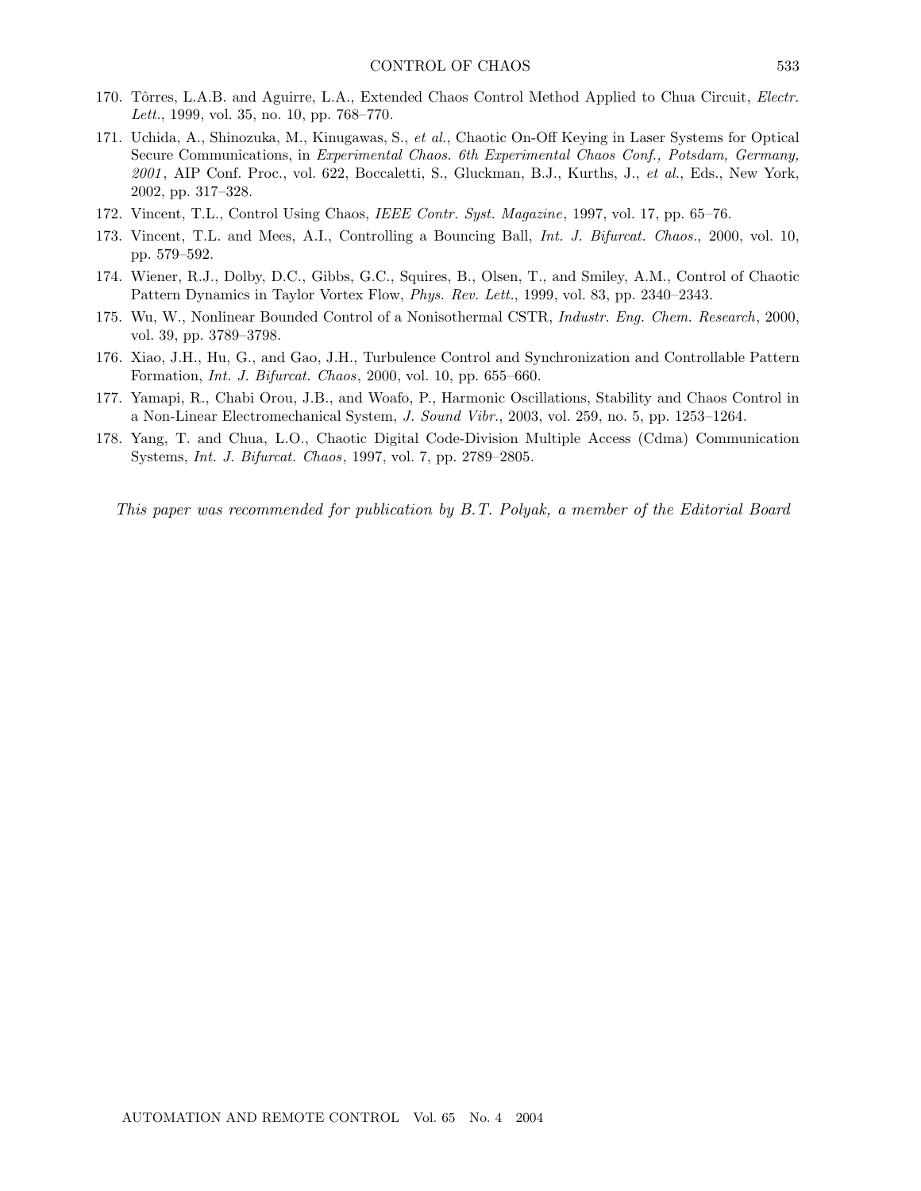170. Tôrres, L.A.B. and Aguirre, L.A., Extended Chaos Control Method Applied to Chua Circuit, *Electr. Lett.*, 1999, vol. 35, no. 10, pp. 768–770.
171. Uchida, A., Shinozuka, M., Kinugawas, S., *et al.*, Chaotic On-Off Keying in Laser Systems for Optical Secure Communications, in *Experimental Chaos. 6th Experimental Chaos Conf., Potsdam, Germany, 2001*, AIP Conf. Proc., vol. 622, Boccaletti, S., Gluckman, B.J., Kurths, J., *et al.*, Eds., New York, 2002, pp. 317–328.
172. Vincent, T.L., Control Using Chaos, *IEEE Contr. Syst. Magazine*, 1997, vol. 17, pp. 65–76.
173. Vincent, T.L. and Mees, A.I., Controlling a Bouncing Ball, *Int. J. Bifurcat. Chaos.*, 2000, vol. 10, pp. 579–592.
174. Wiener, R.J., Dolby, D.C., Gibbs, G.C., Squires, B., Olsen, T., and Smiley, A.M., Control of Chaotic Pattern Dynamics in Taylor Vortex Flow, *Phys. Rev. Lett.*, 1999, vol. 83, pp. 2340–2343.
175. Wu, W., Nonlinear Bounded Control of a Nonisothermal CSTR, *Industr. Eng. Chem. Research*, 2000, vol. 39, pp. 3789–3798.
176. Xiao, J.H., Hu, G., and Gao, J.H., Turbulence Control and Synchronization and Controllable Pattern Formation, *Int. J. Bifurcat. Chaos*, 2000, vol. 10, pp. 655–660.
177. Yamapi, R., Chabi Orou, J.B., and Woafo, P., Harmonic Oscillations, Stability and Chaos Control in a Non-Linear Electromechanical System, *J. Sound Vibr.*, 2003, vol. 259, no. 5, pp. 1253–1264.
178. Yang, T. and Chua, L.O., Chaotic Digital Code-Division Multiple Access (Cdma) Communication Systems, *Int. J. Bifurcat. Chaos*, 1997, vol. 7, pp. 2789–2805.

*This paper was recommended for publication by B.T. Polyak, a member of the Editorial Board*